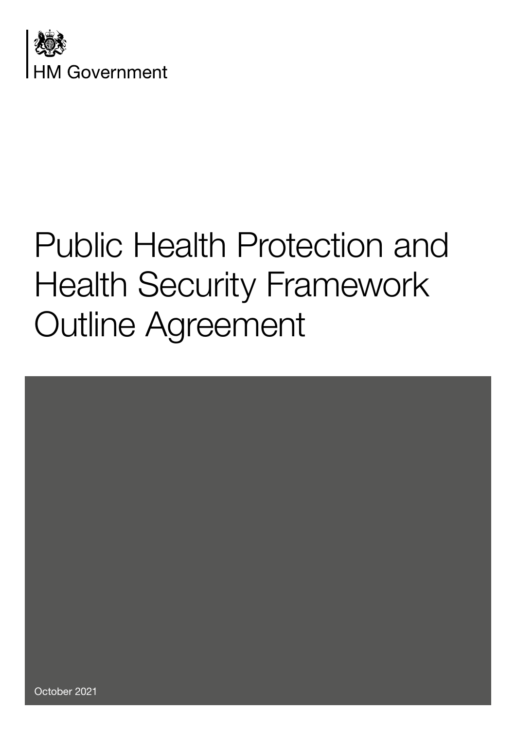HM Government

# Public Health Protection and Health Security Framework Outline Agreement

October 2021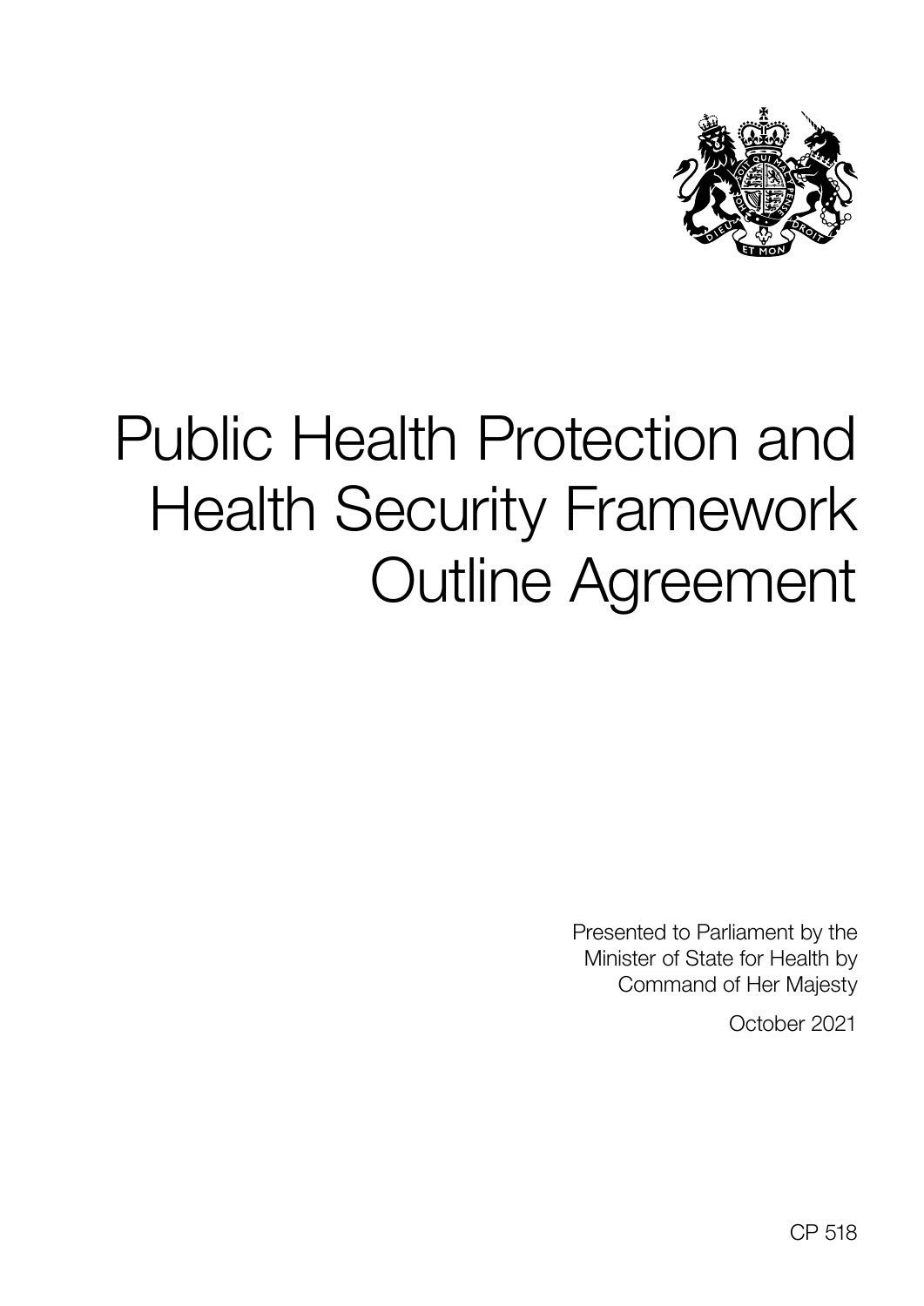# Public Health Protection and Health Security Framework Outline Agreement

Presented to Parliament by the Minister of State for Health by Command of Her Majesty

October 2021

CP 518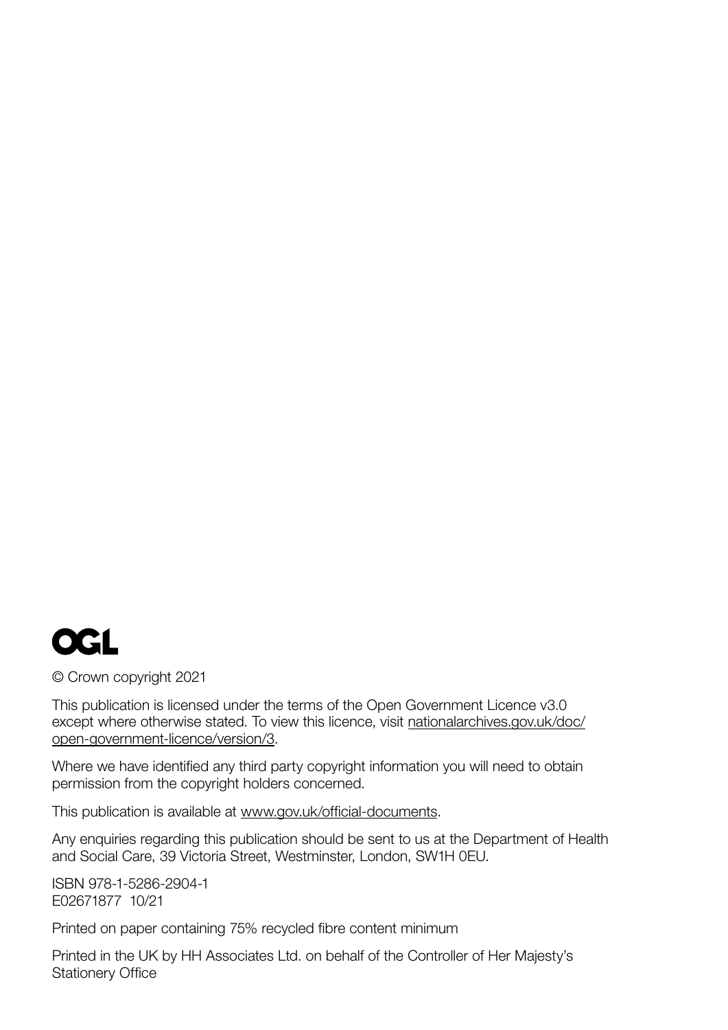OGL

© Crown copyright 2021

This publication is licensed under the terms of the Open Government Licence v3.0 except where otherwise stated. To view this licence, visit nationalarchives.gov.uk/doc/open-government-licence/version/3.

Where we have identified any third party copyright information you will need to obtain permission from the copyright holders concerned.

This publication is available at www.gov.uk/official-documents.

Any enquiries regarding this publication should be sent to us at the Department of Health and Social Care, 39 Victoria Street, Westminster, London, SW1H 0EU.

ISBN 978-1-5286-2904-1
E02671877 10/21

Printed on paper containing 75% recycled fibre content minimum

Printed in the UK by HH Associates Ltd. on behalf of the Controller of Her Majesty's Stationery Office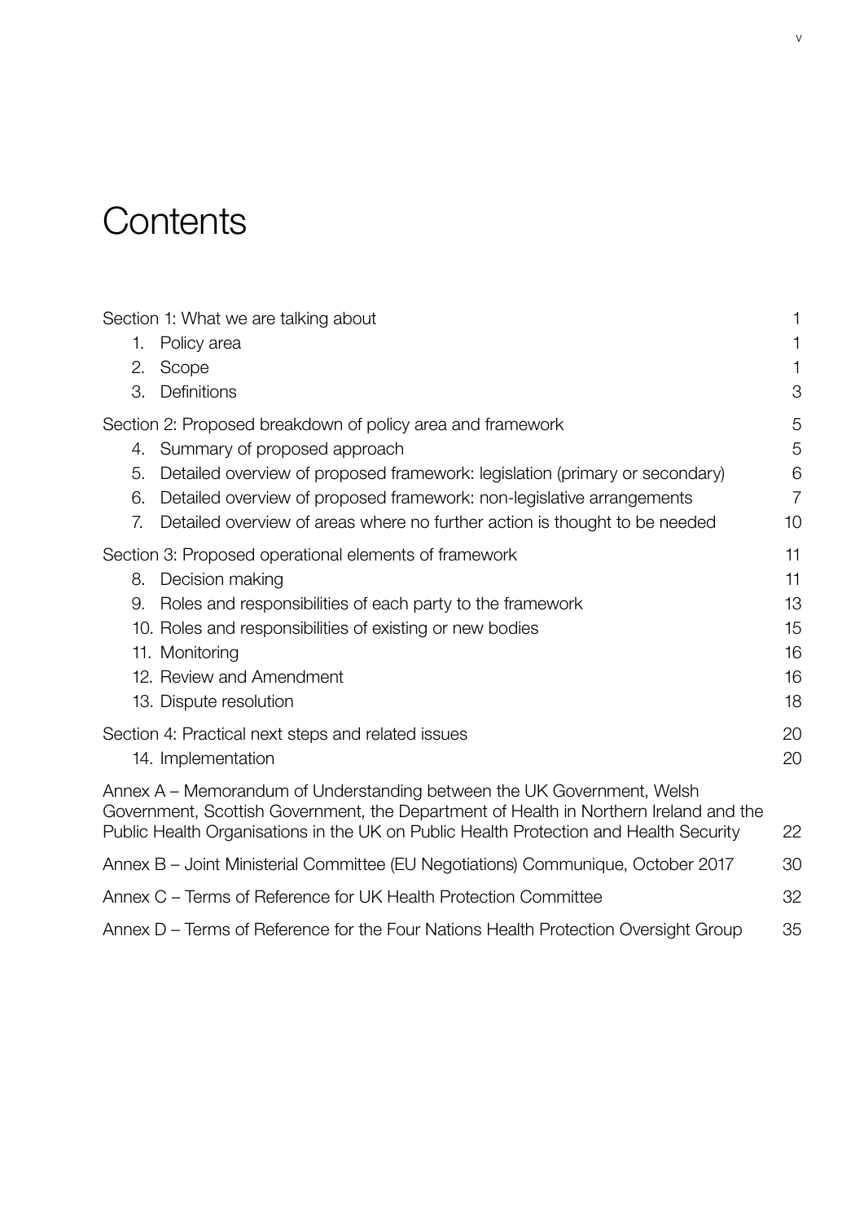# Contents

| | |
|---|---|
| Section 1: What we are talking about | 1 |
| 1. Policy area | 1 |
| 2. Scope | 1 |
| 3. Definitions | 3 |
| Section 2: Proposed breakdown of policy area and framework | 5 |
| 4. Summary of proposed approach | 5 |
| 5. Detailed overview of proposed framework: legislation (primary or secondary) | 6 |
| 6. Detailed overview of proposed framework: non-legislative arrangements | 7 |
| 7. Detailed overview of areas where no further action is thought to be needed | 10 |
| Section 3: Proposed operational elements of framework | 11 |
| 8. Decision making | 11 |
| 9. Roles and responsibilities of each party to the framework | 13 |
| 10. Roles and responsibilities of existing or new bodies | 15 |
| 11. Monitoring | 16 |
| 12. Review and Amendment | 16 |
| 13. Dispute resolution | 18 |
| Section 4: Practical next steps and related issues | 20 |
| 14. Implementation | 20 |
| Annex A – Memorandum of Understanding between the UK Government, Welsh Government, Scottish Government, the Department of Health in Northern Ireland and the Public Health Organisations in the UK on Public Health Protection and Health Security | 22 |
| Annex B – Joint Ministerial Committee (EU Negotiations) Communique, October 2017 | 30 |
| Annex C – Terms of Reference for UK Health Protection Committee | 32 |
| Annex D – Terms of Reference for the Four Nations Health Protection Oversight Group | 35 |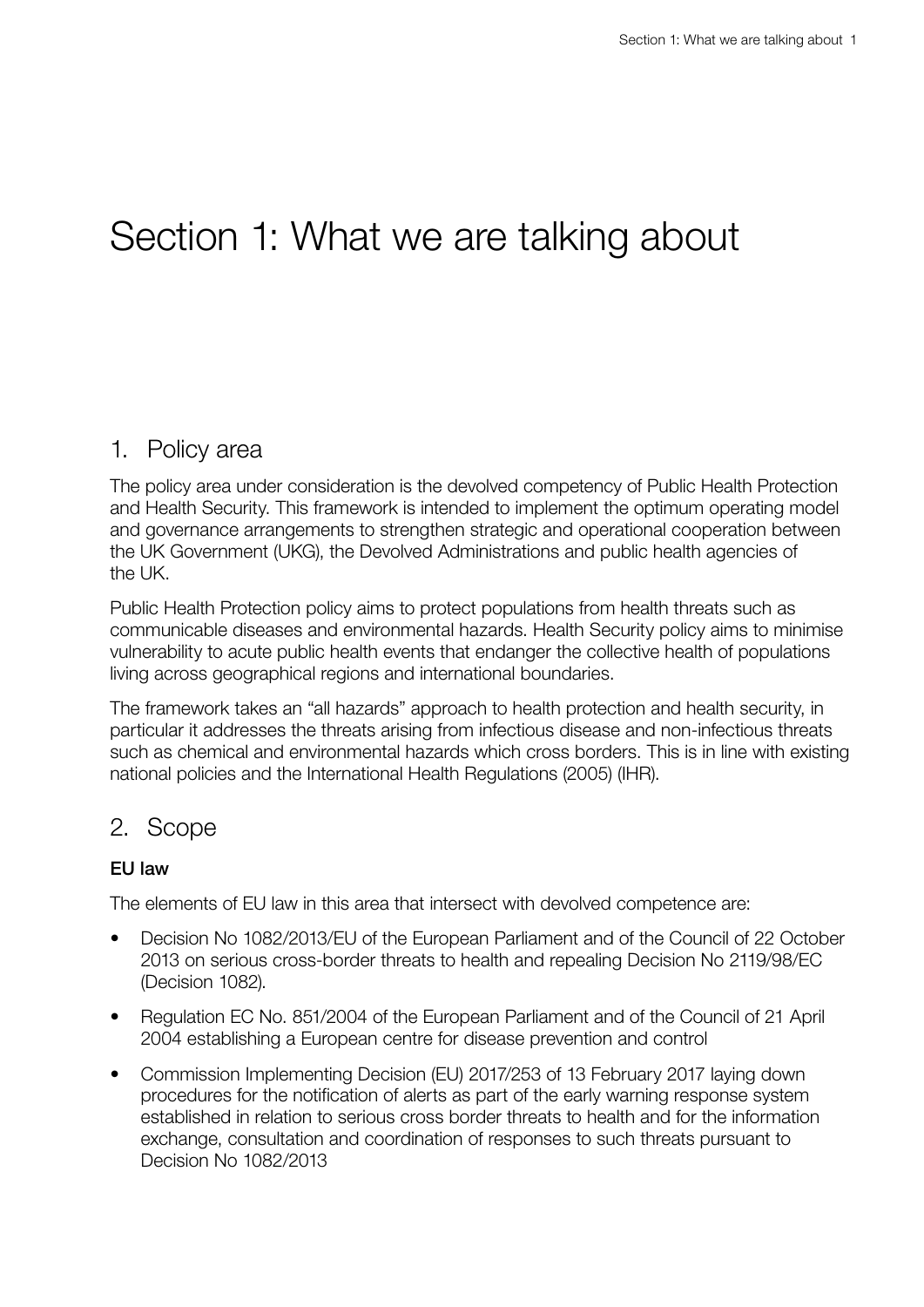# Section 1: What we are talking about

## 1. Policy area

The policy area under consideration is the devolved competency of Public Health Protection and Health Security. This framework is intended to implement the optimum operating model and governance arrangements to strengthen strategic and operational cooperation between the UK Government (UKG), the Devolved Administrations and public health agencies of the UK.

Public Health Protection policy aims to protect populations from health threats such as communicable diseases and environmental hazards. Health Security policy aims to minimise vulnerability to acute public health events that endanger the collective health of populations living across geographical regions and international boundaries.

The framework takes an "all hazards" approach to health protection and health security, in particular it addresses the threats arising from infectious disease and non-infectious threats such as chemical and environmental hazards which cross borders. This is in line with existing national policies and the International Health Regulations (2005) (IHR).

## 2. Scope

### EU law

The elements of EU law in this area that intersect with devolved competence are:

- Decision No 1082/2013/EU of the European Parliament and of the Council of 22 October 2013 on serious cross-border threats to health and repealing Decision No 2119/98/EC (Decision 1082).
- Regulation EC No. 851/2004 of the European Parliament and of the Council of 21 April 2004 establishing a European centre for disease prevention and control
- Commission Implementing Decision (EU) 2017/253 of 13 February 2017 laying down procedures for the notification of alerts as part of the early warning response system established in relation to serious cross border threats to health and for the information exchange, consultation and coordination of responses to such threats pursuant to Decision No 1082/2013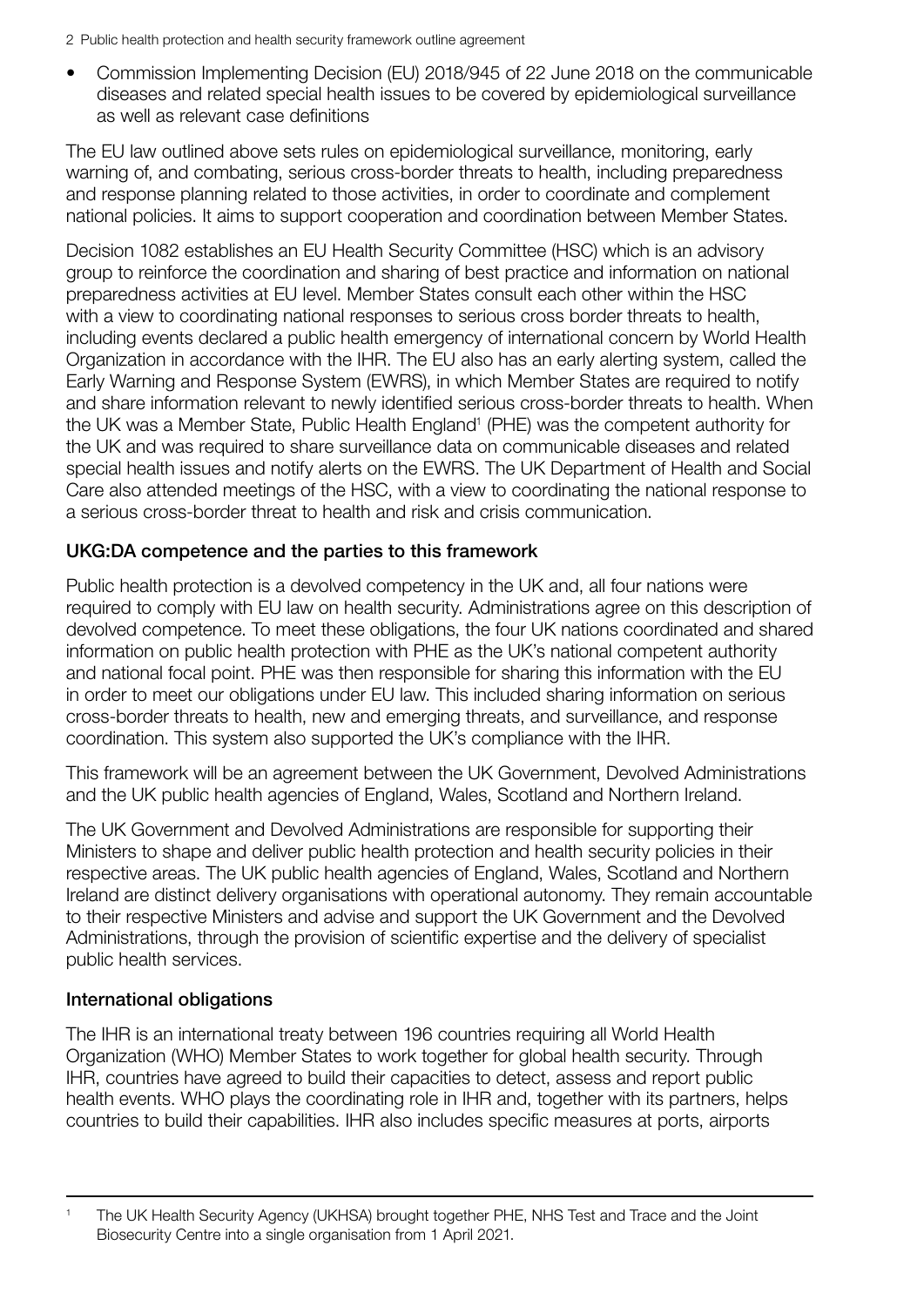- Commission Implementing Decision (EU) 2018/945 of 22 June 2018 on the communicable diseases and related special health issues to be covered by epidemiological surveillance as well as relevant case definitions

The EU law outlined above sets rules on epidemiological surveillance, monitoring, early warning of, and combating, serious cross-border threats to health, including preparedness and response planning related to those activities, in order to coordinate and complement national policies. It aims to support cooperation and coordination between Member States.

Decision 1082 establishes an EU Health Security Committee (HSC) which is an advisory group to reinforce the coordination and sharing of best practice and information on national preparedness activities at EU level. Member States consult each other within the HSC with a view to coordinating national responses to serious cross border threats to health, including events declared a public health emergency of international concern by World Health Organization in accordance with the IHR. The EU also has an early alerting system, called the Early Warning and Response System (EWRS), in which Member States are required to notify and share information relevant to newly identified serious cross-border threats to health. When the UK was a Member State, Public Health England[1] (PHE) was the competent authority for the UK and was required to share surveillance data on communicable diseases and related special health issues and notify alerts on the EWRS. The UK Department of Health and Social Care also attended meetings of the HSC, with a view to coordinating the national response to a serious cross-border threat to health and risk and crisis communication.

### UKG:DA competence and the parties to this framework

Public health protection is a devolved competency in the UK and, all four nations were required to comply with EU law on health security. Administrations agree on this description of devolved competence. To meet these obligations, the four UK nations coordinated and shared information on public health protection with PHE as the UK's national competent authority and national focal point. PHE was then responsible for sharing this information with the EU in order to meet our obligations under EU law. This included sharing information on serious cross-border threats to health, new and emerging threats, and surveillance, and response coordination. This system also supported the UK's compliance with the IHR.

This framework will be an agreement between the UK Government, Devolved Administrations and the UK public health agencies of England, Wales, Scotland and Northern Ireland.

The UK Government and Devolved Administrations are responsible for supporting their Ministers to shape and deliver public health protection and health security policies in their respective areas. The UK public health agencies of England, Wales, Scotland and Northern Ireland are distinct delivery organisations with operational autonomy. They remain accountable to their respective Ministers and advise and support the UK Government and the Devolved Administrations, through the provision of scientific expertise and the delivery of specialist public health services.

### International obligations

The IHR is an international treaty between 196 countries requiring all World Health Organization (WHO) Member States to work together for global health security. Through IHR, countries have agreed to build their capacities to detect, assess and report public health events. WHO plays the coordinating role in IHR and, together with its partners, helps countries to build their capabilities. IHR also includes specific measures at ports, airports

---

[1] The UK Health Security Agency (UKHSA) brought together PHE, NHS Test and Trace and the Joint Biosecurity Centre into a single organisation from 1 April 2021.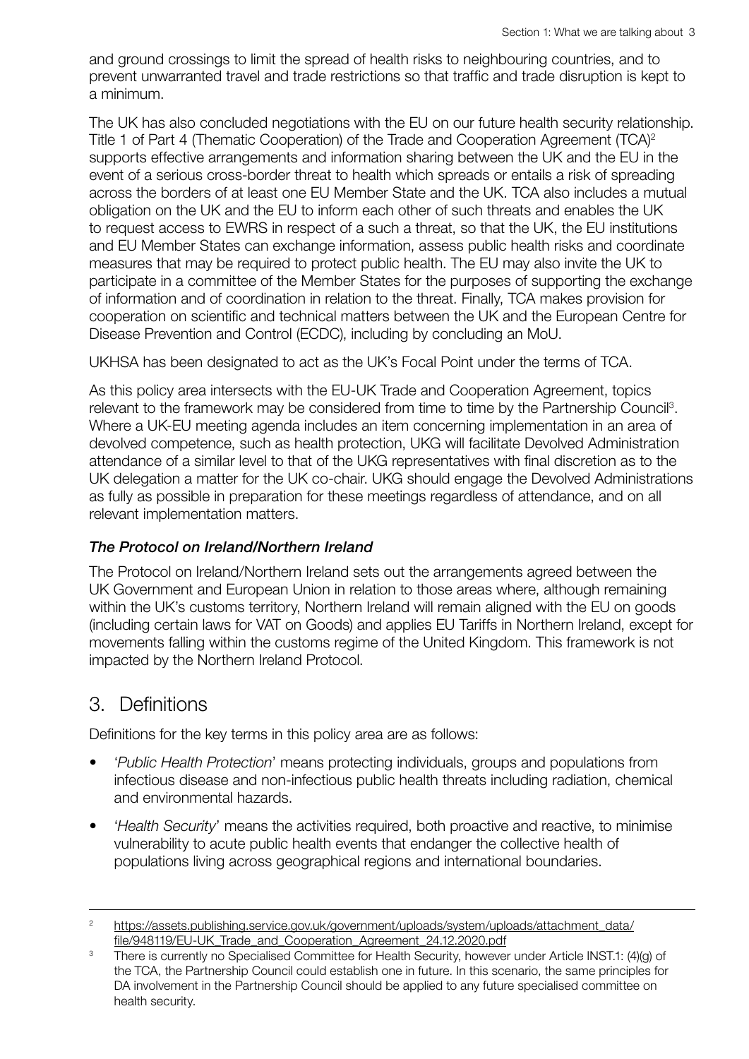and ground crossings to limit the spread of health risks to neighbouring countries, and to prevent unwarranted travel and trade restrictions so that traffic and trade disruption is kept to a minimum.

The UK has also concluded negotiations with the EU on our future health security relationship. Title 1 of Part 4 (Thematic Cooperation) of the Trade and Cooperation Agreement (TCA)[2] supports effective arrangements and information sharing between the UK and the EU in the event of a serious cross-border threat to health which spreads or entails a risk of spreading across the borders of at least one EU Member State and the UK. TCA also includes a mutual obligation on the UK and the EU to inform each other of such threats and enables the UK to request access to EWRS in respect of a such a threat, so that the UK, the EU institutions and EU Member States can exchange information, assess public health risks and coordinate measures that may be required to protect public health. The EU may also invite the UK to participate in a committee of the Member States for the purposes of supporting the exchange of information and of coordination in relation to the threat. Finally, TCA makes provision for cooperation on scientific and technical matters between the UK and the European Centre for Disease Prevention and Control (ECDC), including by concluding an MoU.

UKHSA has been designated to act as the UK's Focal Point under the terms of TCA.

As this policy area intersects with the EU-UK Trade and Cooperation Agreement, topics relevant to the framework may be considered from time to time by the Partnership Council[3]. Where a UK-EU meeting agenda includes an item concerning implementation in an area of devolved competence, such as health protection, UKG will facilitate Devolved Administration attendance of a similar level to that of the UKG representatives with final discretion as to the UK delegation a matter for the UK co-chair. UKG should engage the Devolved Administrations as fully as possible in preparation for these meetings regardless of attendance, and on all relevant implementation matters.

### *The Protocol on Ireland/Northern Ireland*

The Protocol on Ireland/Northern Ireland sets out the arrangements agreed between the UK Government and European Union in relation to those areas where, although remaining within the UK's customs territory, Northern Ireland will remain aligned with the EU on goods (including certain laws for VAT on Goods) and applies EU Tariffs in Northern Ireland, except for movements falling within the customs regime of the United Kingdom. This framework is not impacted by the Northern Ireland Protocol.

## 3. Definitions

Definitions for the key terms in this policy area are as follows:

- '*Public Health Protection*' means protecting individuals, groups and populations from infectious disease and non-infectious public health threats including radiation, chemical and environmental hazards.
- '*Health Security*' means the activities required, both proactive and reactive, to minimise vulnerability to acute public health events that endanger the collective health of populations living across geographical regions and international boundaries.

---

[2] https://assets.publishing.service.gov.uk/government/uploads/system/uploads/attachment_data/file/948119/EU-UK_Trade_and_Cooperation_Agreement_24.12.2020.pdf

[3] There is currently no Specialised Committee for Health Security, however under Article INST.1: (4)(g) of the TCA, the Partnership Council could establish one in future. In this scenario, the same principles for DA involvement in the Partnership Council should be applied to any future specialised committee on health security.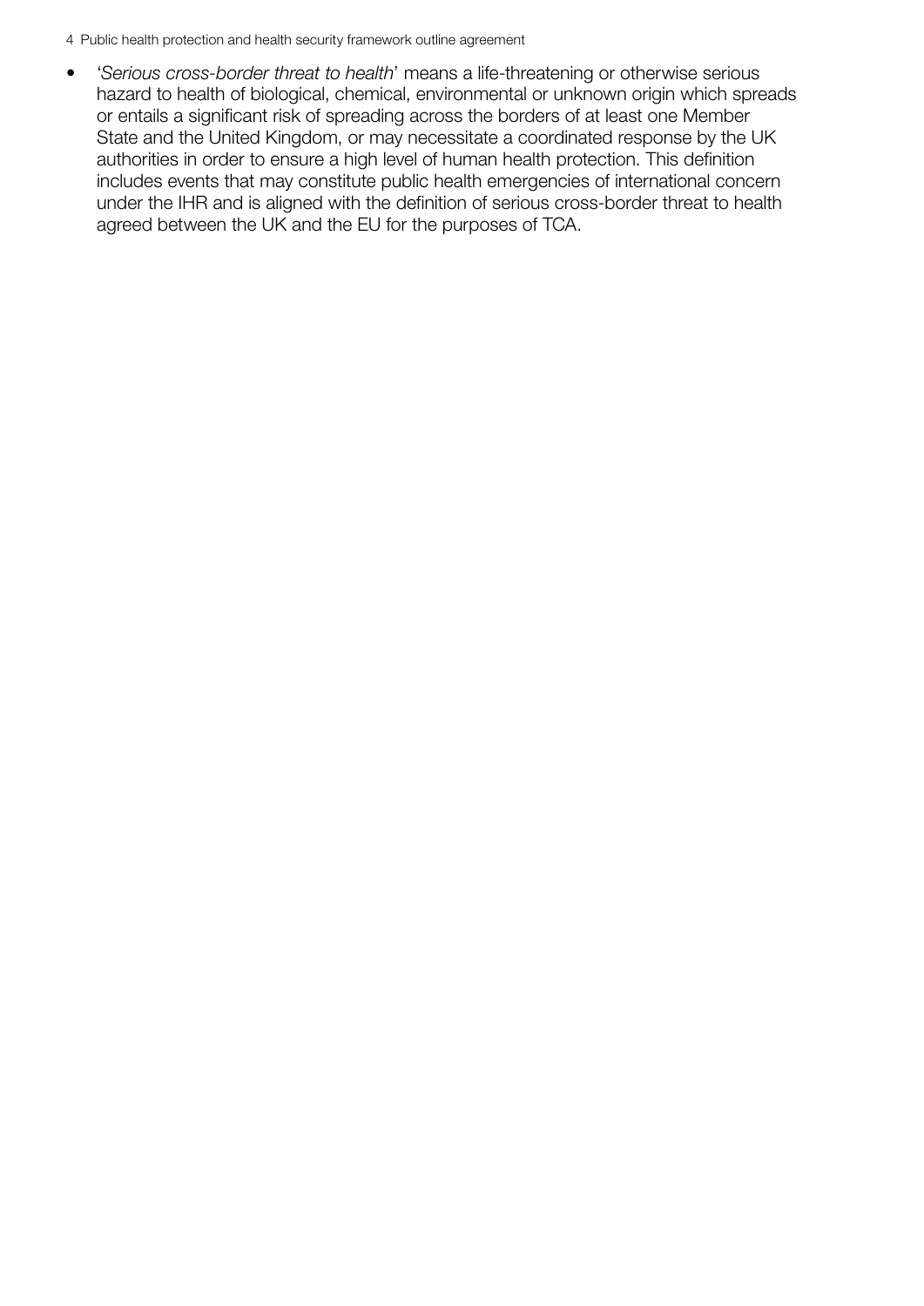- '*Serious cross-border threat to health*' means a life-threatening or otherwise serious hazard to health of biological, chemical, environmental or unknown origin which spreads or entails a significant risk of spreading across the borders of at least one Member State and the United Kingdom, or may necessitate a coordinated response by the UK authorities in order to ensure a high level of human health protection. This definition includes events that may constitute public health emergencies of international concern under the IHR and is aligned with the definition of serious cross-border threat to health agreed between the UK and the EU for the purposes of TCA.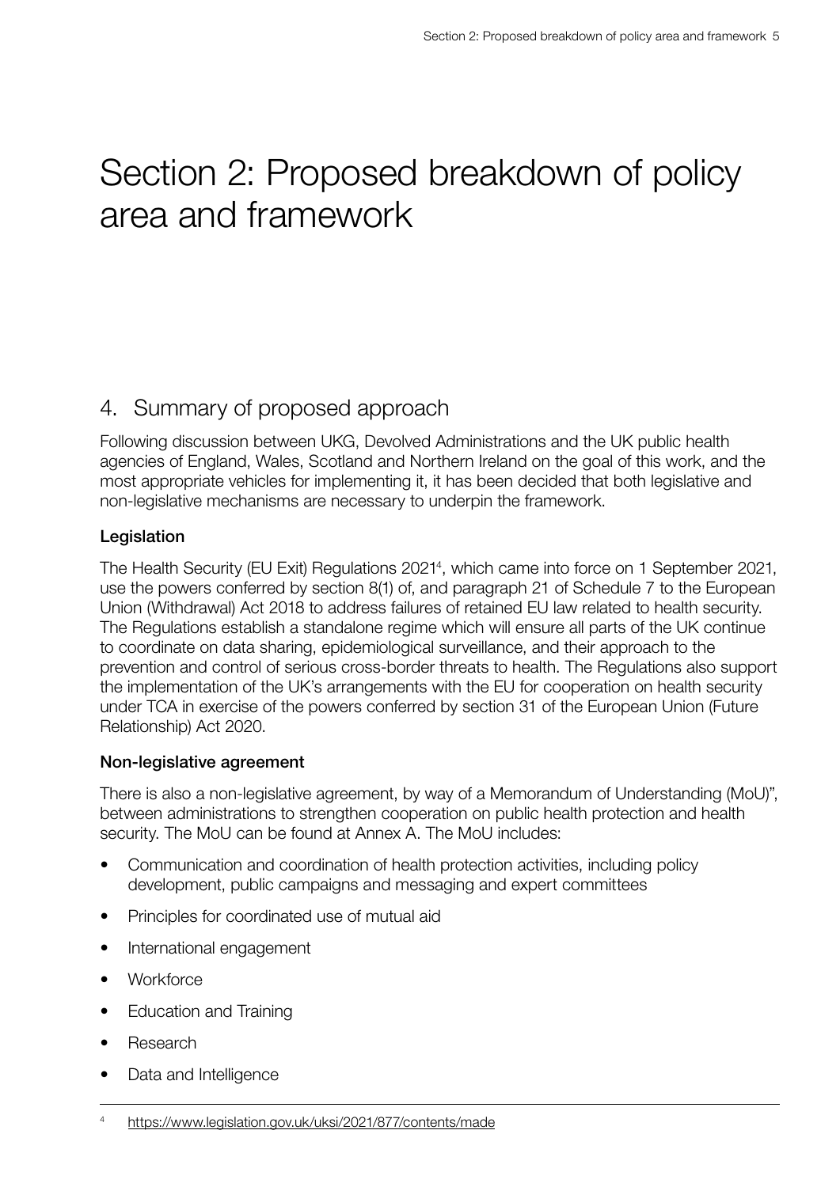# Section 2: Proposed breakdown of policy area and framework

## 4. Summary of proposed approach

Following discussion between UKG, Devolved Administrations and the UK public health agencies of England, Wales, Scotland and Northern Ireland on the goal of this work, and the most appropriate vehicles for implementing it, it has been decided that both legislative and non-legislative mechanisms are necessary to underpin the framework.

### Legislation

The Health Security (EU Exit) Regulations 2021[4], which came into force on 1 September 2021, use the powers conferred by section 8(1) of, and paragraph 21 of Schedule 7 to the European Union (Withdrawal) Act 2018 to address failures of retained EU law related to health security. The Regulations establish a standalone regime which will ensure all parts of the UK continue to coordinate on data sharing, epidemiological surveillance, and their approach to the prevention and control of serious cross-border threats to health. The Regulations also support the implementation of the UK's arrangements with the EU for cooperation on health security under TCA in exercise of the powers conferred by section 31 of the European Union (Future Relationship) Act 2020.

### Non-legislative agreement

There is also a non-legislative agreement, by way of a Memorandum of Understanding (MoU)", between administrations to strengthen cooperation on public health protection and health security. The MoU can be found at Annex A. The MoU includes:

- Communication and coordination of health protection activities, including policy development, public campaigns and messaging and expert committees
- Principles for coordinated use of mutual aid
- International engagement
- Workforce
- Education and Training
- Research
- Data and Intelligence

[4] https://www.legislation.gov.uk/uksi/2021/877/contents/made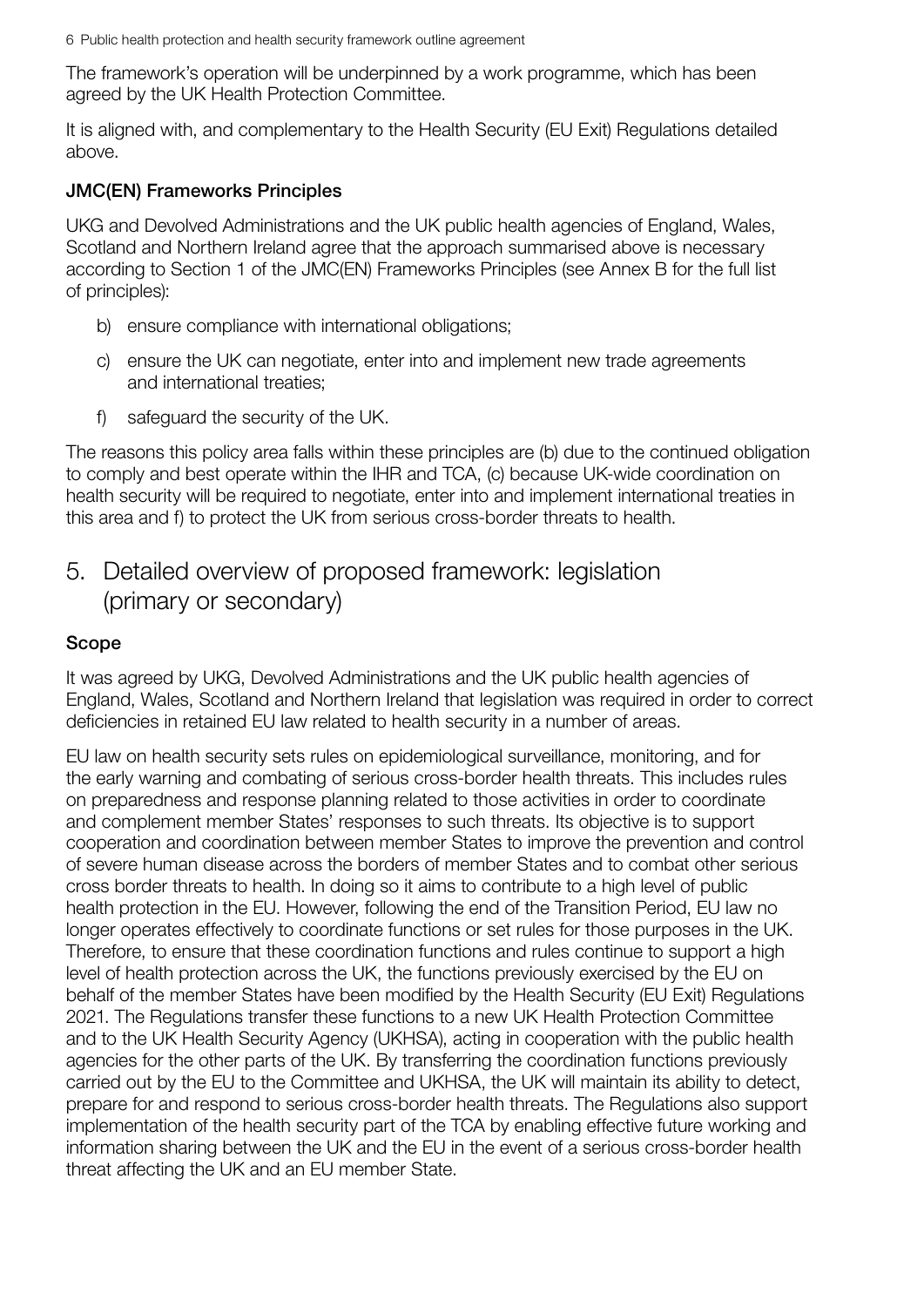The framework's operation will be underpinned by a work programme, which has been agreed by the UK Health Protection Committee.

It is aligned with, and complementary to the Health Security (EU Exit) Regulations detailed above.

### JMC(EN) Frameworks Principles

UKG and Devolved Administrations and the UK public health agencies of England, Wales, Scotland and Northern Ireland agree that the approach summarised above is necessary according to Section 1 of the JMC(EN) Frameworks Principles (see Annex B for the full list of principles):

b) ensure compliance with international obligations;

c) ensure the UK can negotiate, enter into and implement new trade agreements and international treaties;

f) safeguard the security of the UK.

The reasons this policy area falls within these principles are (b) due to the continued obligation to comply and best operate within the IHR and TCA, (c) because UK-wide coordination on health security will be required to negotiate, enter into and implement international treaties in this area and f) to protect the UK from serious cross-border threats to health.

## 5. Detailed overview of proposed framework: legislation (primary or secondary)

### Scope

It was agreed by UKG, Devolved Administrations and the UK public health agencies of England, Wales, Scotland and Northern Ireland that legislation was required in order to correct deficiencies in retained EU law related to health security in a number of areas.

EU law on health security sets rules on epidemiological surveillance, monitoring, and for the early warning and combating of serious cross-border health threats. This includes rules on preparedness and response planning related to those activities in order to coordinate and complement member States' responses to such threats. Its objective is to support cooperation and coordination between member States to improve the prevention and control of severe human disease across the borders of member States and to combat other serious cross border threats to health. In doing so it aims to contribute to a high level of public health protection in the EU. However, following the end of the Transition Period, EU law no longer operates effectively to coordinate functions or set rules for those purposes in the UK. Therefore, to ensure that these coordination functions and rules continue to support a high level of health protection across the UK, the functions previously exercised by the EU on behalf of the member States have been modified by the Health Security (EU Exit) Regulations 2021. The Regulations transfer these functions to a new UK Health Protection Committee and to the UK Health Security Agency (UKHSA), acting in cooperation with the public health agencies for the other parts of the UK. By transferring the coordination functions previously carried out by the EU to the Committee and UKHSA, the UK will maintain its ability to detect, prepare for and respond to serious cross-border health threats. The Regulations also support implementation of the health security part of the TCA by enabling effective future working and information sharing between the UK and the EU in the event of a serious cross-border health threat affecting the UK and an EU member State.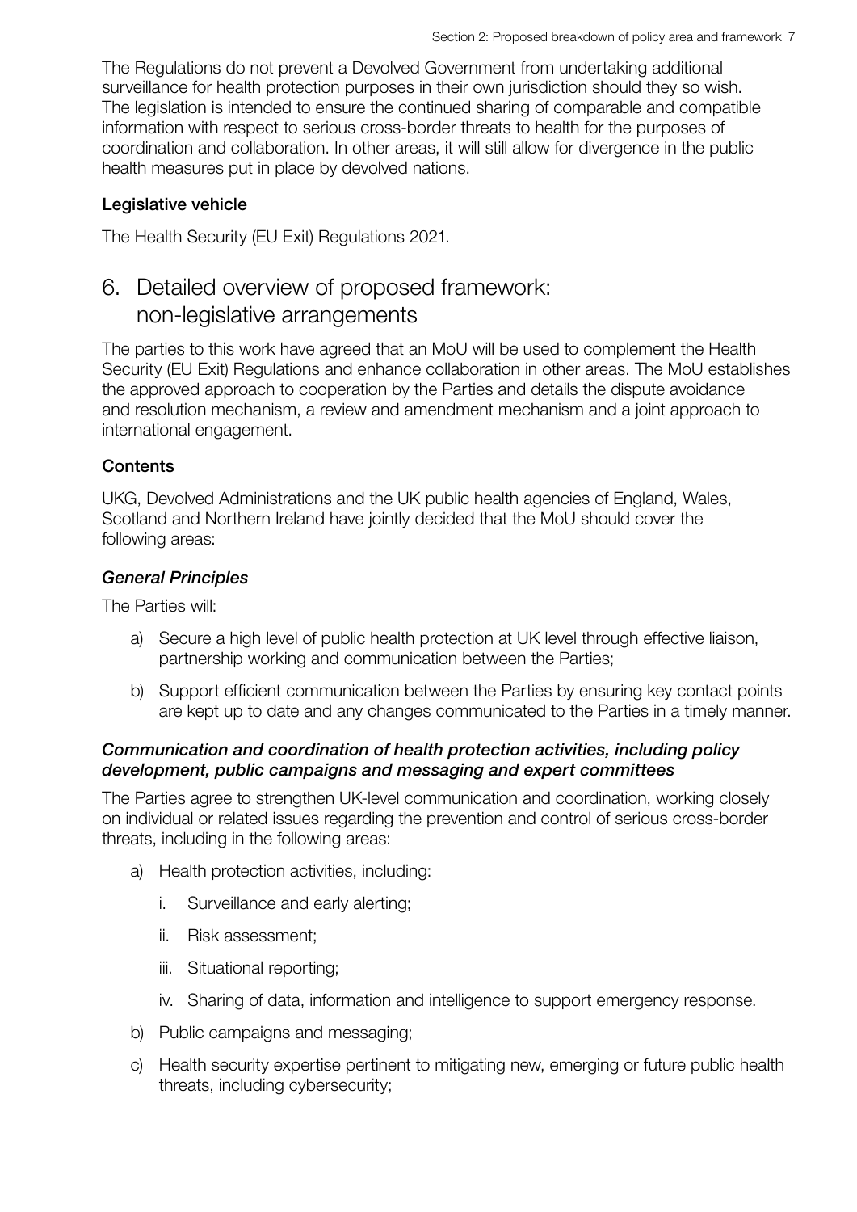The Regulations do not prevent a Devolved Government from undertaking additional surveillance for health protection purposes in their own jurisdiction should they so wish. The legislation is intended to ensure the continued sharing of comparable and compatible information with respect to serious cross-border threats to health for the purposes of coordination and collaboration. In other areas, it will still allow for divergence in the public health measures put in place by devolved nations.

### Legislative vehicle

The Health Security (EU Exit) Regulations 2021.

## 6. Detailed overview of proposed framework: non-legislative arrangements

The parties to this work have agreed that an MoU will be used to complement the Health Security (EU Exit) Regulations and enhance collaboration in other areas. The MoU establishes the approved approach to cooperation by the Parties and details the dispute avoidance and resolution mechanism, a review and amendment mechanism and a joint approach to international engagement.

### Contents

UKG, Devolved Administrations and the UK public health agencies of England, Wales, Scotland and Northern Ireland have jointly decided that the MoU should cover the following areas:

#### *General Principles*

The Parties will:

a) Secure a high level of public health protection at UK level through effective liaison, partnership working and communication between the Parties;

b) Support efficient communication between the Parties by ensuring key contact points are kept up to date and any changes communicated to the Parties in a timely manner.

#### *Communication and coordination of health protection activities, including policy development, public campaigns and messaging and expert committees*

The Parties agree to strengthen UK-level communication and coordination, working closely on individual or related issues regarding the prevention and control of serious cross-border threats, including in the following areas:

a) Health protection activities, including:

   i. Surveillance and early alerting;

   ii. Risk assessment;

   iii. Situational reporting;

   iv. Sharing of data, information and intelligence to support emergency response.

b) Public campaigns and messaging;

c) Health security expertise pertinent to mitigating new, emerging or future public health threats, including cybersecurity;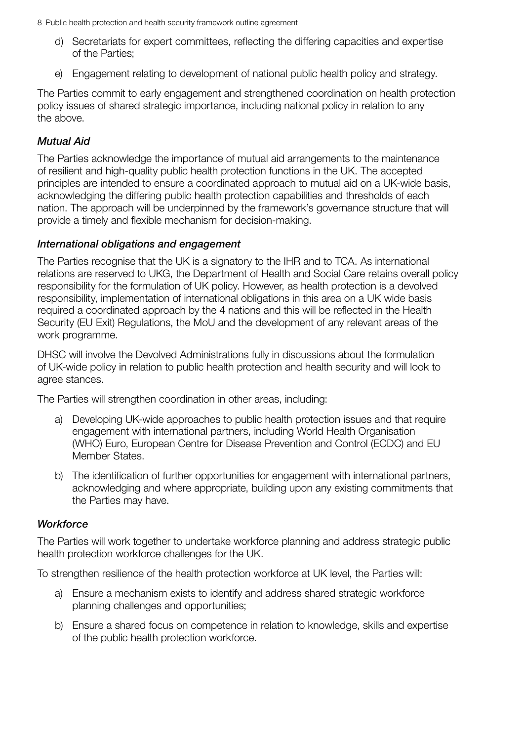d) Secretariats for expert committees, reflecting the differing capacities and expertise of the Parties;

e) Engagement relating to development of national public health policy and strategy.

The Parties commit to early engagement and strengthened coordination on health protection policy issues of shared strategic importance, including national policy in relation to any the above.

### *Mutual Aid*

The Parties acknowledge the importance of mutual aid arrangements to the maintenance of resilient and high-quality public health protection functions in the UK. The accepted principles are intended to ensure a coordinated approach to mutual aid on a UK-wide basis, acknowledging the differing public health protection capabilities and thresholds of each nation. The approach will be underpinned by the framework's governance structure that will provide a timely and flexible mechanism for decision-making.

### *International obligations and engagement*

The Parties recognise that the UK is a signatory to the IHR and to TCA. As international relations are reserved to UKG, the Department of Health and Social Care retains overall policy responsibility for the formulation of UK policy. However, as health protection is a devolved responsibility, implementation of international obligations in this area on a UK wide basis required a coordinated approach by the 4 nations and this will be reflected in the Health Security (EU Exit) Regulations, the MoU and the development of any relevant areas of the work programme.

DHSC will involve the Devolved Administrations fully in discussions about the formulation of UK-wide policy in relation to public health protection and health security and will look to agree stances.

The Parties will strengthen coordination in other areas, including:

a) Developing UK-wide approaches to public health protection issues and that require engagement with international partners, including World Health Organisation (WHO) Euro, European Centre for Disease Prevention and Control (ECDC) and EU Member States.

b) The identification of further opportunities for engagement with international partners, acknowledging and where appropriate, building upon any existing commitments that the Parties may have.

### *Workforce*

The Parties will work together to undertake workforce planning and address strategic public health protection workforce challenges for the UK.

To strengthen resilience of the health protection workforce at UK level, the Parties will:

a) Ensure a mechanism exists to identify and address shared strategic workforce planning challenges and opportunities;

b) Ensure a shared focus on competence in relation to knowledge, skills and expertise of the public health protection workforce.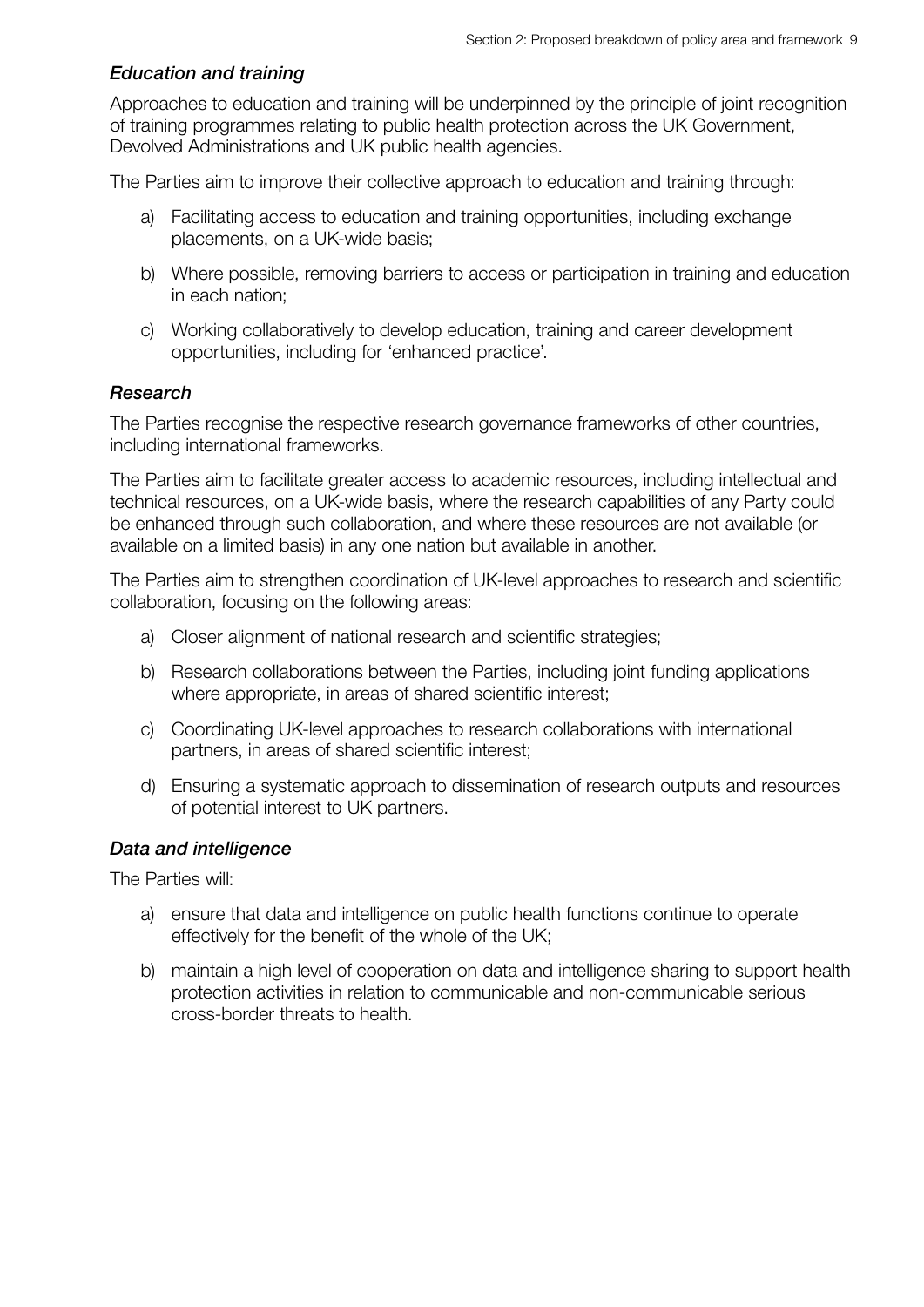### *Education and training*

Approaches to education and training will be underpinned by the principle of joint recognition of training programmes relating to public health protection across the UK Government, Devolved Administrations and UK public health agencies.

The Parties aim to improve their collective approach to education and training through:

a) Facilitating access to education and training opportunities, including exchange placements, on a UK-wide basis;

b) Where possible, removing barriers to access or participation in training and education in each nation;

c) Working collaboratively to develop education, training and career development opportunities, including for 'enhanced practice'.

### *Research*

The Parties recognise the respective research governance frameworks of other countries, including international frameworks.

The Parties aim to facilitate greater access to academic resources, including intellectual and technical resources, on a UK-wide basis, where the research capabilities of any Party could be enhanced through such collaboration, and where these resources are not available (or available on a limited basis) in any one nation but available in another.

The Parties aim to strengthen coordination of UK-level approaches to research and scientific collaboration, focusing on the following areas:

a) Closer alignment of national research and scientific strategies;

b) Research collaborations between the Parties, including joint funding applications where appropriate, in areas of shared scientific interest;

c) Coordinating UK-level approaches to research collaborations with international partners, in areas of shared scientific interest;

d) Ensuring a systematic approach to dissemination of research outputs and resources of potential interest to UK partners.

### *Data and intelligence*

The Parties will:

a) ensure that data and intelligence on public health functions continue to operate effectively for the benefit of the whole of the UK;

b) maintain a high level of cooperation on data and intelligence sharing to support health protection activities in relation to communicable and non-communicable serious cross-border threats to health.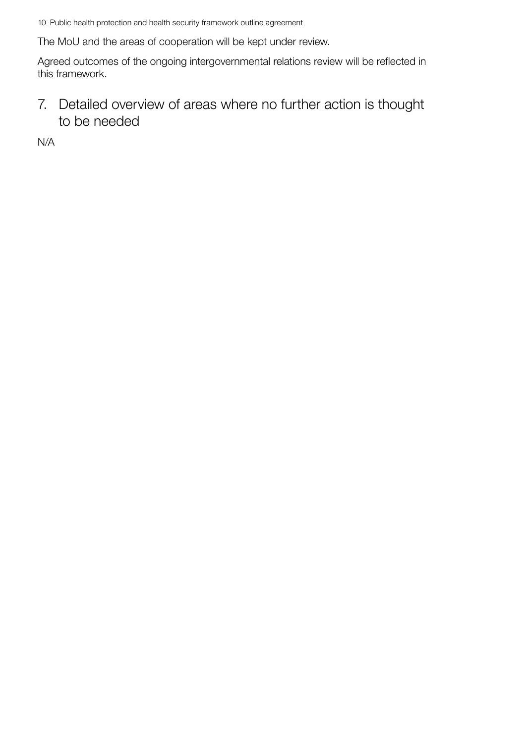The MoU and the areas of cooperation will be kept under review.

Agreed outcomes of the ongoing intergovernmental relations review will be reflected in this framework.

## 7. Detailed overview of areas where no further action is thought to be needed

N/A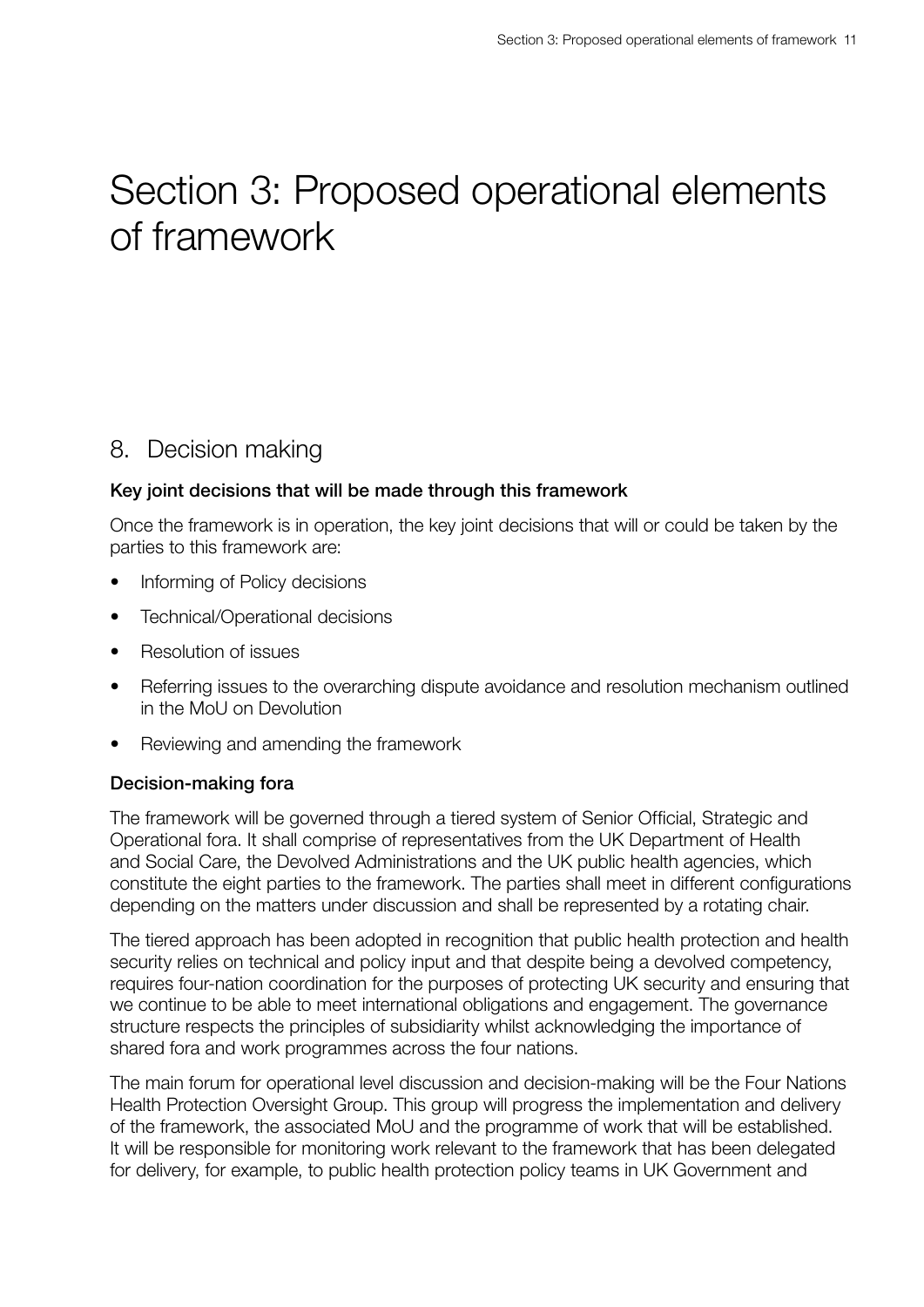# Section 3: Proposed operational elements of framework

## 8. Decision making

**Key joint decisions that will be made through this framework**

Once the framework is in operation, the key joint decisions that will or could be taken by the parties to this framework are:

- Informing of Policy decisions
- Technical/Operational decisions
- Resolution of issues
- Referring issues to the overarching dispute avoidance and resolution mechanism outlined in the MoU on Devolution
- Reviewing and amending the framework

**Decision-making fora**

The framework will be governed through a tiered system of Senior Official, Strategic and Operational fora. It shall comprise of representatives from the UK Department of Health and Social Care, the Devolved Administrations and the UK public health agencies, which constitute the eight parties to the framework. The parties shall meet in different configurations depending on the matters under discussion and shall be represented by a rotating chair.

The tiered approach has been adopted in recognition that public health protection and health security relies on technical and policy input and that despite being a devolved competency, requires four-nation coordination for the purposes of protecting UK security and ensuring that we continue to be able to meet international obligations and engagement. The governance structure respects the principles of subsidiarity whilst acknowledging the importance of shared fora and work programmes across the four nations.

The main forum for operational level discussion and decision-making will be the Four Nations Health Protection Oversight Group. This group will progress the implementation and delivery of the framework, the associated MoU and the programme of work that will be established. It will be responsible for monitoring work relevant to the framework that has been delegated for delivery, for example, to public health protection policy teams in UK Government and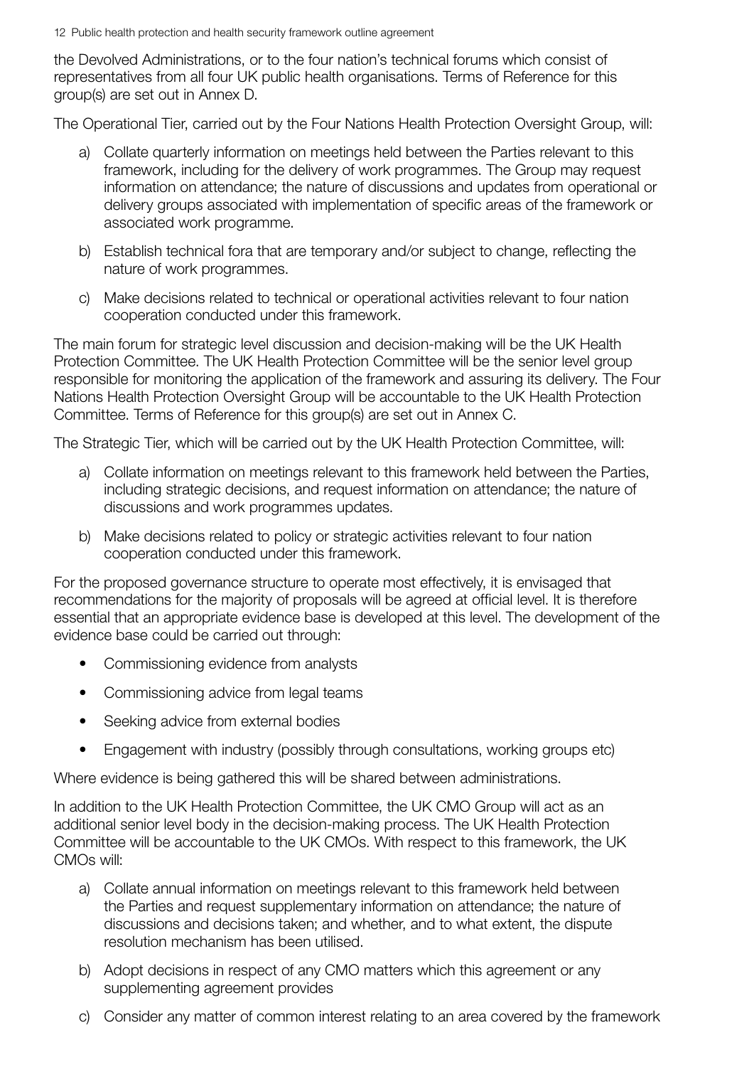the Devolved Administrations, or to the four nation's technical forums which consist of representatives from all four UK public health organisations. Terms of Reference for this group(s) are set out in Annex D.

The Operational Tier, carried out by the Four Nations Health Protection Oversight Group, will:

a) Collate quarterly information on meetings held between the Parties relevant to this framework, including for the delivery of work programmes. The Group may request information on attendance; the nature of discussions and updates from operational or delivery groups associated with implementation of specific areas of the framework or associated work programme.

b) Establish technical fora that are temporary and/or subject to change, reflecting the nature of work programmes.

c) Make decisions related to technical or operational activities relevant to four nation cooperation conducted under this framework.

The main forum for strategic level discussion and decision-making will be the UK Health Protection Committee. The UK Health Protection Committee will be the senior level group responsible for monitoring the application of the framework and assuring its delivery. The Four Nations Health Protection Oversight Group will be accountable to the UK Health Protection Committee. Terms of Reference for this group(s) are set out in Annex C.

The Strategic Tier, which will be carried out by the UK Health Protection Committee, will:

a) Collate information on meetings relevant to this framework held between the Parties, including strategic decisions, and request information on attendance; the nature of discussions and work programmes updates.

b) Make decisions related to policy or strategic activities relevant to four nation cooperation conducted under this framework.

For the proposed governance structure to operate most effectively, it is envisaged that recommendations for the majority of proposals will be agreed at official level. It is therefore essential that an appropriate evidence base is developed at this level. The development of the evidence base could be carried out through:

- Commissioning evidence from analysts
- Commissioning advice from legal teams
- Seeking advice from external bodies
- Engagement with industry (possibly through consultations, working groups etc)

Where evidence is being gathered this will be shared between administrations.

In addition to the UK Health Protection Committee, the UK CMO Group will act as an additional senior level body in the decision-making process. The UK Health Protection Committee will be accountable to the UK CMOs. With respect to this framework, the UK CMOs will:

a) Collate annual information on meetings relevant to this framework held between the Parties and request supplementary information on attendance; the nature of discussions and decisions taken; and whether, and to what extent, the dispute resolution mechanism has been utilised.

b) Adopt decisions in respect of any CMO matters which this agreement or any supplementing agreement provides

c) Consider any matter of common interest relating to an area covered by the framework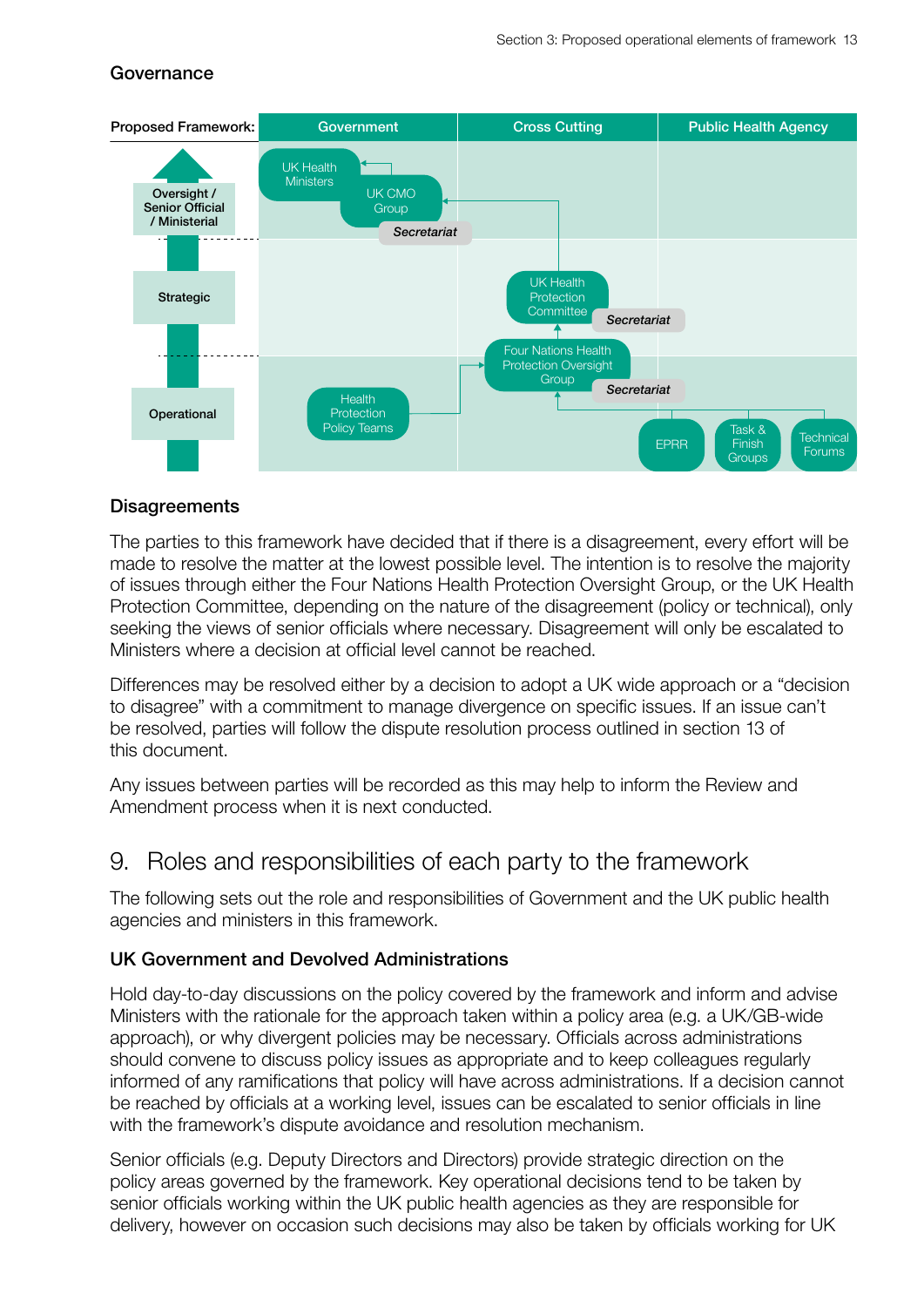## Governance

| Proposed Framework: | Government | Cross Cutting | Public Health Agency |
|---|---|---|---|
| Oversight / Senior Official / Ministerial | UK Health Ministers; UK CMO Group; *Secretariat* | | |
| Strategic | | UK Health Protection Committee; *Secretariat* | |
| Operational | Health Protection Policy Teams | Four Nations Health Protection Oversight Group; *Secretariat* | EPRR; Task & Finish Groups; Technical Forums |

### Disagreements

The parties to this framework have decided that if there is a disagreement, every effort will be made to resolve the matter at the lowest possible level. The intention is to resolve the majority of issues through either the Four Nations Health Protection Oversight Group, or the UK Health Protection Committee, depending on the nature of the disagreement (policy or technical), only seeking the views of senior officials where necessary. Disagreement will only be escalated to Ministers where a decision at official level cannot be reached.

Differences may be resolved either by a decision to adopt a UK wide approach or a "decision to disagree" with a commitment to manage divergence on specific issues. If an issue can't be resolved, parties will follow the dispute resolution process outlined in section 13 of this document.

Any issues between parties will be recorded as this may help to inform the Review and Amendment process when it is next conducted.

# 9. Roles and responsibilities of each party to the framework

The following sets out the role and responsibilities of Government and the UK public health agencies and ministers in this framework.

### UK Government and Devolved Administrations

Hold day-to-day discussions on the policy covered by the framework and inform and advise Ministers with the rationale for the approach taken within a policy area (e.g. a UK/GB-wide approach), or why divergent policies may be necessary. Officials across administrations should convene to discuss policy issues as appropriate and to keep colleagues regularly informed of any ramifications that policy will have across administrations. If a decision cannot be reached by officials at a working level, issues can be escalated to senior officials in line with the framework's dispute avoidance and resolution mechanism.

Senior officials (e.g. Deputy Directors and Directors) provide strategic direction on the policy areas governed by the framework. Key operational decisions tend to be taken by senior officials working within the UK public health agencies as they are responsible for delivery, however on occasion such decisions may also be taken by officials working for UK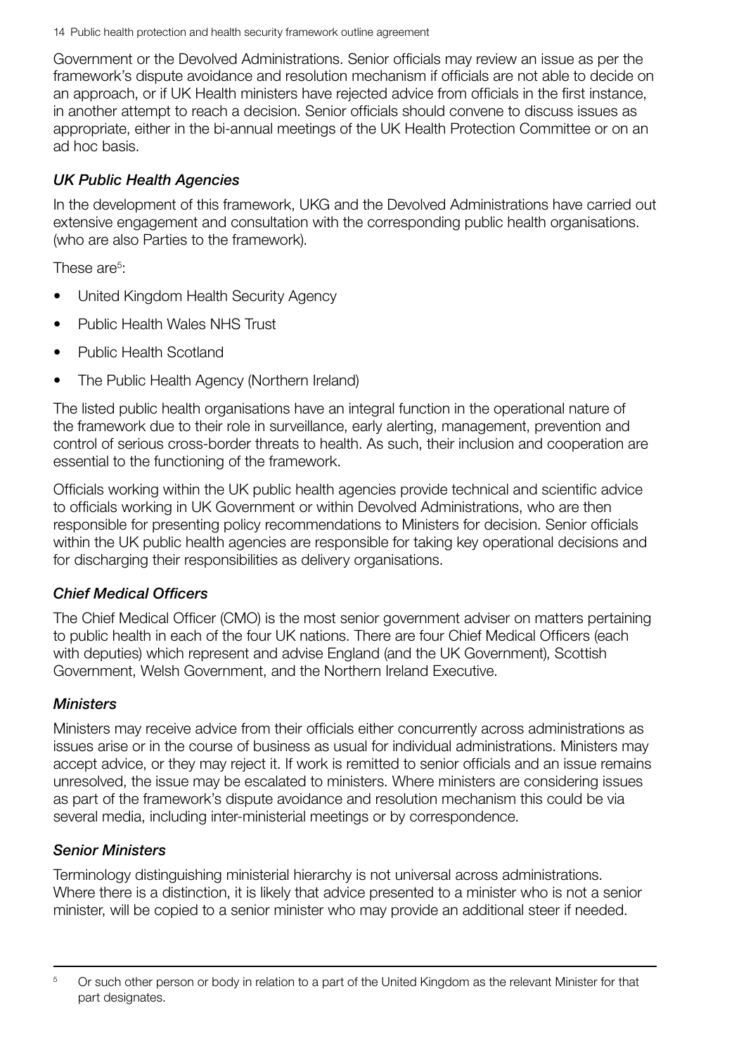Government or the Devolved Administrations. Senior officials may review an issue as per the framework's dispute avoidance and resolution mechanism if officials are not able to decide on an approach, or if UK Health ministers have rejected advice from officials in the first instance, in another attempt to reach a decision. Senior officials should convene to discuss issues as appropriate, either in the bi-annual meetings of the UK Health Protection Committee or on an ad hoc basis.

### *UK Public Health Agencies*

In the development of this framework, UKG and the Devolved Administrations have carried out extensive engagement and consultation with the corresponding public health organisations. (who are also Parties to the framework).

These are[5]:

- United Kingdom Health Security Agency
- Public Health Wales NHS Trust
- Public Health Scotland
- The Public Health Agency (Northern Ireland)

The listed public health organisations have an integral function in the operational nature of the framework due to their role in surveillance, early alerting, management, prevention and control of serious cross-border threats to health. As such, their inclusion and cooperation are essential to the functioning of the framework.

Officials working within the UK public health agencies provide technical and scientific advice to officials working in UK Government or within Devolved Administrations, who are then responsible for presenting policy recommendations to Ministers for decision. Senior officials within the UK public health agencies are responsible for taking key operational decisions and for discharging their responsibilities as delivery organisations.

### *Chief Medical Officers*

The Chief Medical Officer (CMO) is the most senior government adviser on matters pertaining to public health in each of the four UK nations. There are four Chief Medical Officers (each with deputies) which represent and advise England (and the UK Government), Scottish Government, Welsh Government, and the Northern Ireland Executive.

### *Ministers*

Ministers may receive advice from their officials either concurrently across administrations as issues arise or in the course of business as usual for individual administrations. Ministers may accept advice, or they may reject it. If work is remitted to senior officials and an issue remains unresolved, the issue may be escalated to ministers. Where ministers are considering issues as part of the framework's dispute avoidance and resolution mechanism this could be via several media, including inter-ministerial meetings or by correspondence.

### *Senior Ministers*

Terminology distinguishing ministerial hierarchy is not universal across administrations. Where there is a distinction, it is likely that advice presented to a minister who is not a senior minister, will be copied to a senior minister who may provide an additional steer if needed.

---

[5] Or such other person or body in relation to a part of the United Kingdom as the relevant Minister for that part designates.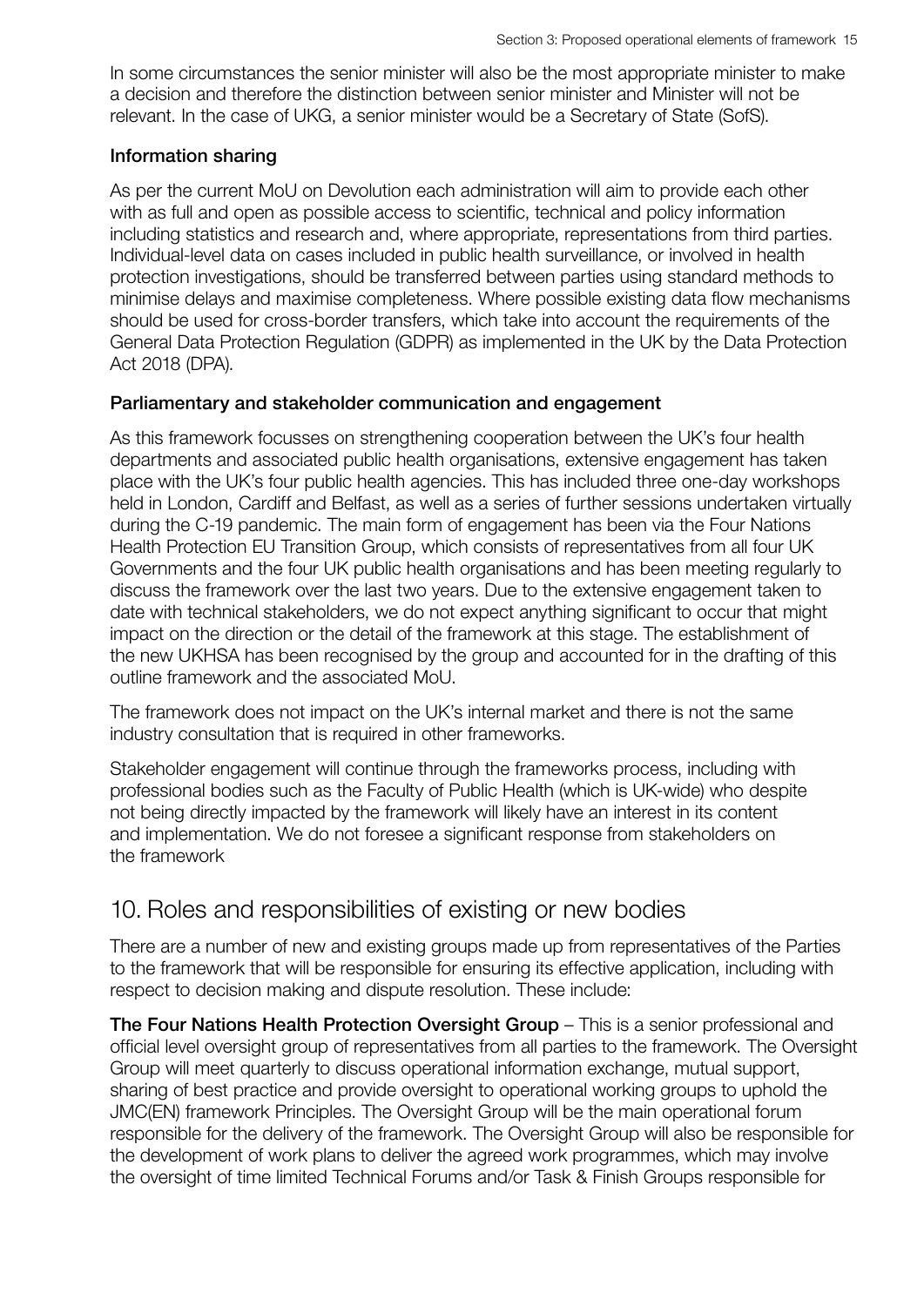In some circumstances the senior minister will also be the most appropriate minister to make a decision and therefore the distinction between senior minister and Minister will not be relevant. In the case of UKG, a senior minister would be a Secretary of State (SofS).

### Information sharing

As per the current MoU on Devolution each administration will aim to provide each other with as full and open as possible access to scientific, technical and policy information including statistics and research and, where appropriate, representations from third parties. Individual-level data on cases included in public health surveillance, or involved in health protection investigations, should be transferred between parties using standard methods to minimise delays and maximise completeness. Where possible existing data flow mechanisms should be used for cross-border transfers, which take into account the requirements of the General Data Protection Regulation (GDPR) as implemented in the UK by the Data Protection Act 2018 (DPA).

### Parliamentary and stakeholder communication and engagement

As this framework focusses on strengthening cooperation between the UK's four health departments and associated public health organisations, extensive engagement has taken place with the UK's four public health agencies. This has included three one-day workshops held in London, Cardiff and Belfast, as well as a series of further sessions undertaken virtually during the C-19 pandemic. The main form of engagement has been via the Four Nations Health Protection EU Transition Group, which consists of representatives from all four UK Governments and the four UK public health organisations and has been meeting regularly to discuss the framework over the last two years. Due to the extensive engagement taken to date with technical stakeholders, we do not expect anything significant to occur that might impact on the direction or the detail of the framework at this stage. The establishment of the new UKHSA has been recognised by the group and accounted for in the drafting of this outline framework and the associated MoU.

The framework does not impact on the UK's internal market and there is not the same industry consultation that is required in other frameworks.

Stakeholder engagement will continue through the frameworks process, including with professional bodies such as the Faculty of Public Health (which is UK-wide) who despite not being directly impacted by the framework will likely have an interest in its content and implementation. We do not foresee a significant response from stakeholders on the framework

## 10. Roles and responsibilities of existing or new bodies

There are a number of new and existing groups made up from representatives of the Parties to the framework that will be responsible for ensuring its effective application, including with respect to decision making and dispute resolution. These include:

**The Four Nations Health Protection Oversight Group** – This is a senior professional and official level oversight group of representatives from all parties to the framework. The Oversight Group will meet quarterly to discuss operational information exchange, mutual support, sharing of best practice and provide oversight to operational working groups to uphold the JMC(EN) framework Principles. The Oversight Group will be the main operational forum responsible for the delivery of the framework. The Oversight Group will also be responsible for the development of work plans to deliver the agreed work programmes, which may involve the oversight of time limited Technical Forums and/or Task & Finish Groups responsible for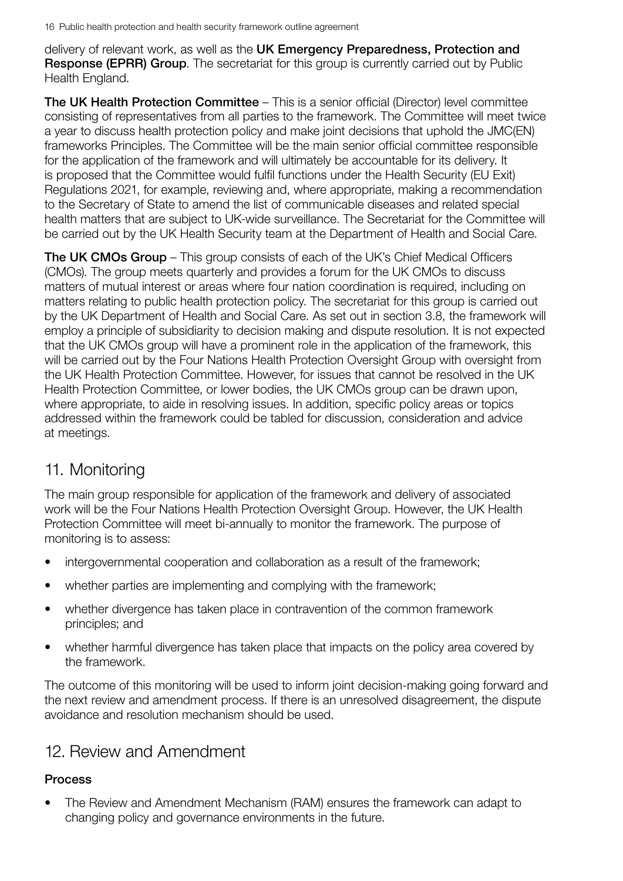delivery of relevant work, as well as the **UK Emergency Preparedness, Protection and Response (EPRR) Group**. The secretariat for this group is currently carried out by Public Health England.

**The UK Health Protection Committee** – This is a senior official (Director) level committee consisting of representatives from all parties to the framework. The Committee will meet twice a year to discuss health protection policy and make joint decisions that uphold the JMC(EN) frameworks Principles. The Committee will be the main senior official committee responsible for the application of the framework and will ultimately be accountable for its delivery. It is proposed that the Committee would fulfil functions under the Health Security (EU Exit) Regulations 2021, for example, reviewing and, where appropriate, making a recommendation to the Secretary of State to amend the list of communicable diseases and related special health matters that are subject to UK-wide surveillance. The Secretariat for the Committee will be carried out by the UK Health Security team at the Department of Health and Social Care.

**The UK CMOs Group** – This group consists of each of the UK's Chief Medical Officers (CMOs). The group meets quarterly and provides a forum for the UK CMOs to discuss matters of mutual interest or areas where four nation coordination is required, including on matters relating to public health protection policy. The secretariat for this group is carried out by the UK Department of Health and Social Care. As set out in section 3.8, the framework will employ a principle of subsidiarity to decision making and dispute resolution. It is not expected that the UK CMOs group will have a prominent role in the application of the framework, this will be carried out by the Four Nations Health Protection Oversight Group with oversight from the UK Health Protection Committee. However, for issues that cannot be resolved in the UK Health Protection Committee, or lower bodies, the UK CMOs group can be drawn upon, where appropriate, to aide in resolving issues. In addition, specific policy areas or topics addressed within the framework could be tabled for discussion, consideration and advice at meetings.

## 11. Monitoring

The main group responsible for application of the framework and delivery of associated work will be the Four Nations Health Protection Oversight Group. However, the UK Health Protection Committee will meet bi-annually to monitor the framework. The purpose of monitoring is to assess:

- intergovernmental cooperation and collaboration as a result of the framework;
- whether parties are implementing and complying with the framework;
- whether divergence has taken place in contravention of the common framework principles; and
- whether harmful divergence has taken place that impacts on the policy area covered by the framework.

The outcome of this monitoring will be used to inform joint decision-making going forward and the next review and amendment process. If there is an unresolved disagreement, the dispute avoidance and resolution mechanism should be used.

## 12. Review and Amendment

### Process

- The Review and Amendment Mechanism (RAM) ensures the framework can adapt to changing policy and governance environments in the future.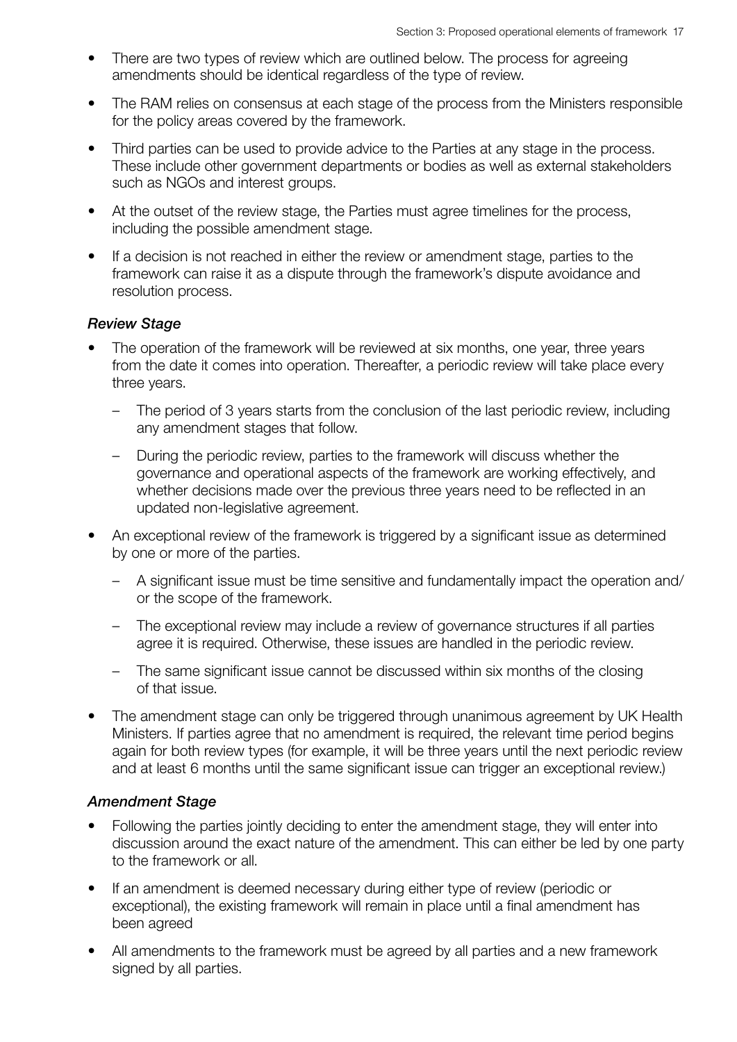- There are two types of review which are outlined below. The process for agreeing amendments should be identical regardless of the type of review.
- The RAM relies on consensus at each stage of the process from the Ministers responsible for the policy areas covered by the framework.
- Third parties can be used to provide advice to the Parties at any stage in the process. These include other government departments or bodies as well as external stakeholders such as NGOs and interest groups.
- At the outset of the review stage, the Parties must agree timelines for the process, including the possible amendment stage.
- If a decision is not reached in either the review or amendment stage, parties to the framework can raise it as a dispute through the framework's dispute avoidance and resolution process.

### *Review Stage*

- The operation of the framework will be reviewed at six months, one year, three years from the date it comes into operation. Thereafter, a periodic review will take place every three years.
  - The period of 3 years starts from the conclusion of the last periodic review, including any amendment stages that follow.
  - During the periodic review, parties to the framework will discuss whether the governance and operational aspects of the framework are working effectively, and whether decisions made over the previous three years need to be reflected in an updated non-legislative agreement.
- An exceptional review of the framework is triggered by a significant issue as determined by one or more of the parties.
  - A significant issue must be time sensitive and fundamentally impact the operation and/or the scope of the framework.
  - The exceptional review may include a review of governance structures if all parties agree it is required. Otherwise, these issues are handled in the periodic review.
  - The same significant issue cannot be discussed within six months of the closing of that issue.
- The amendment stage can only be triggered through unanimous agreement by UK Health Ministers. If parties agree that no amendment is required, the relevant time period begins again for both review types (for example, it will be three years until the next periodic review and at least 6 months until the same significant issue can trigger an exceptional review.)

### *Amendment Stage*

- Following the parties jointly deciding to enter the amendment stage, they will enter into discussion around the exact nature of the amendment. This can either be led by one party to the framework or all.
- If an amendment is deemed necessary during either type of review (periodic or exceptional), the existing framework will remain in place until a final amendment has been agreed
- All amendments to the framework must be agreed by all parties and a new framework signed by all parties.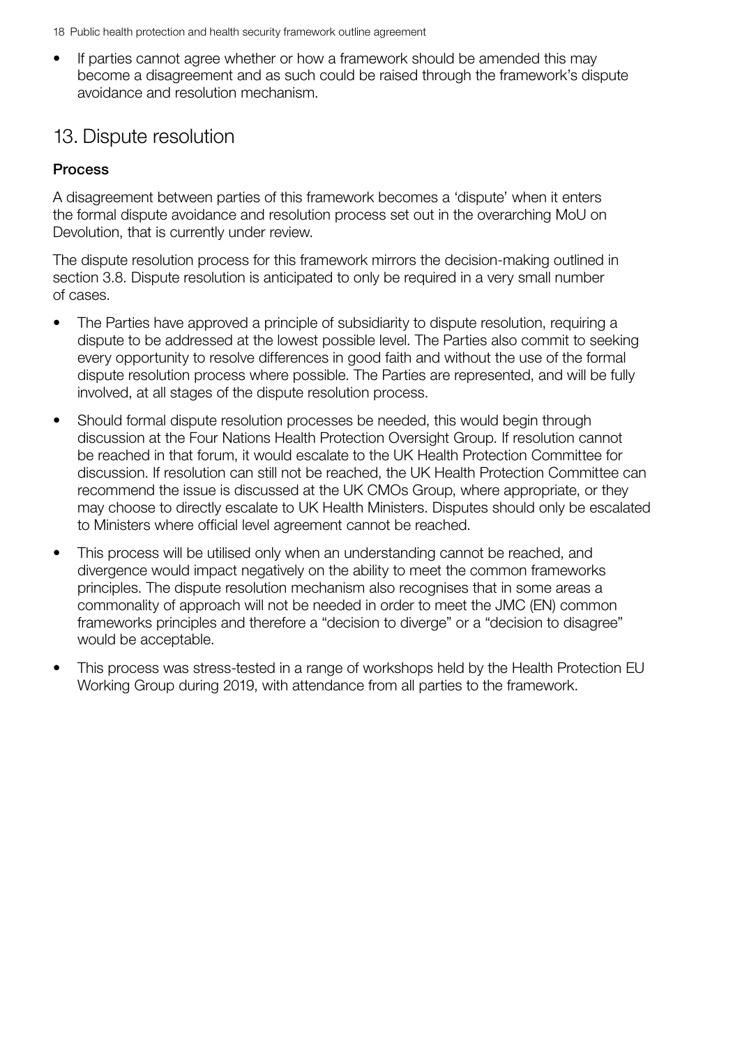- If parties cannot agree whether or how a framework should be amended this may become a disagreement and as such could be raised through the framework's dispute avoidance and resolution mechanism.

## 13. Dispute resolution

### Process

A disagreement between parties of this framework becomes a 'dispute' when it enters the formal dispute avoidance and resolution process set out in the overarching MoU on Devolution, that is currently under review.

The dispute resolution process for this framework mirrors the decision-making outlined in section 3.8. Dispute resolution is anticipated to only be required in a very small number of cases.

- The Parties have approved a principle of subsidiarity to dispute resolution, requiring a dispute to be addressed at the lowest possible level. The Parties also commit to seeking every opportunity to resolve differences in good faith and without the use of the formal dispute resolution process where possible. The Parties are represented, and will be fully involved, at all stages of the dispute resolution process.
- Should formal dispute resolution processes be needed, this would begin through discussion at the Four Nations Health Protection Oversight Group. If resolution cannot be reached in that forum, it would escalate to the UK Health Protection Committee for discussion. If resolution can still not be reached, the UK Health Protection Committee can recommend the issue is discussed at the UK CMOs Group, where appropriate, or they may choose to directly escalate to UK Health Ministers. Disputes should only be escalated to Ministers where official level agreement cannot be reached.
- This process will be utilised only when an understanding cannot be reached, and divergence would impact negatively on the ability to meet the common frameworks principles. The dispute resolution mechanism also recognises that in some areas a commonality of approach will not be needed in order to meet the JMC (EN) common frameworks principles and therefore a "decision to diverge" or a "decision to disagree" would be acceptable.
- This process was stress-tested in a range of workshops held by the Health Protection EU Working Group during 2019, with attendance from all parties to the framework.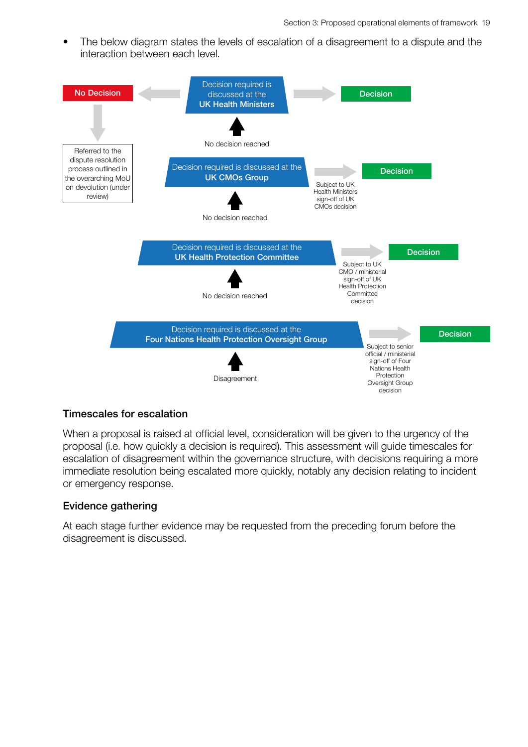- The below diagram states the levels of escalation of a disagreement to a dispute and the interaction between each level.

No Decision ← Decision required is discussed at the **UK Health Ministers** → Decision

Referred to the dispute resolution process outlined in the overarching MoU on devolution (under review)

↑ No decision reached

Decision required is discussed at the **UK CMOs Group** → Decision

Subject to UK Health Ministers sign-off of UK CMOs decision

↑ No decision reached

Decision required is discussed at the **UK Health Protection Committee** → Decision

Subject to UK CMO / ministerial sign-off of UK Health Protection Committee decision

↑ No decision reached

Decision required is discussed at the **Four Nations Health Protection Oversight Group** → Decision

Subject to senior official / ministerial sign-off of Four Nations Health Protection Oversight Group decision

↑ Disagreement

### Timescales for escalation

When a proposal is raised at official level, consideration will be given to the urgency of the proposal (i.e. how quickly a decision is required). This assessment will guide timescales for escalation of disagreement within the governance structure, with decisions requiring a more immediate resolution being escalated more quickly, notably any decision relating to incident or emergency response.

### Evidence gathering

At each stage further evidence may be requested from the preceding forum before the disagreement is discussed.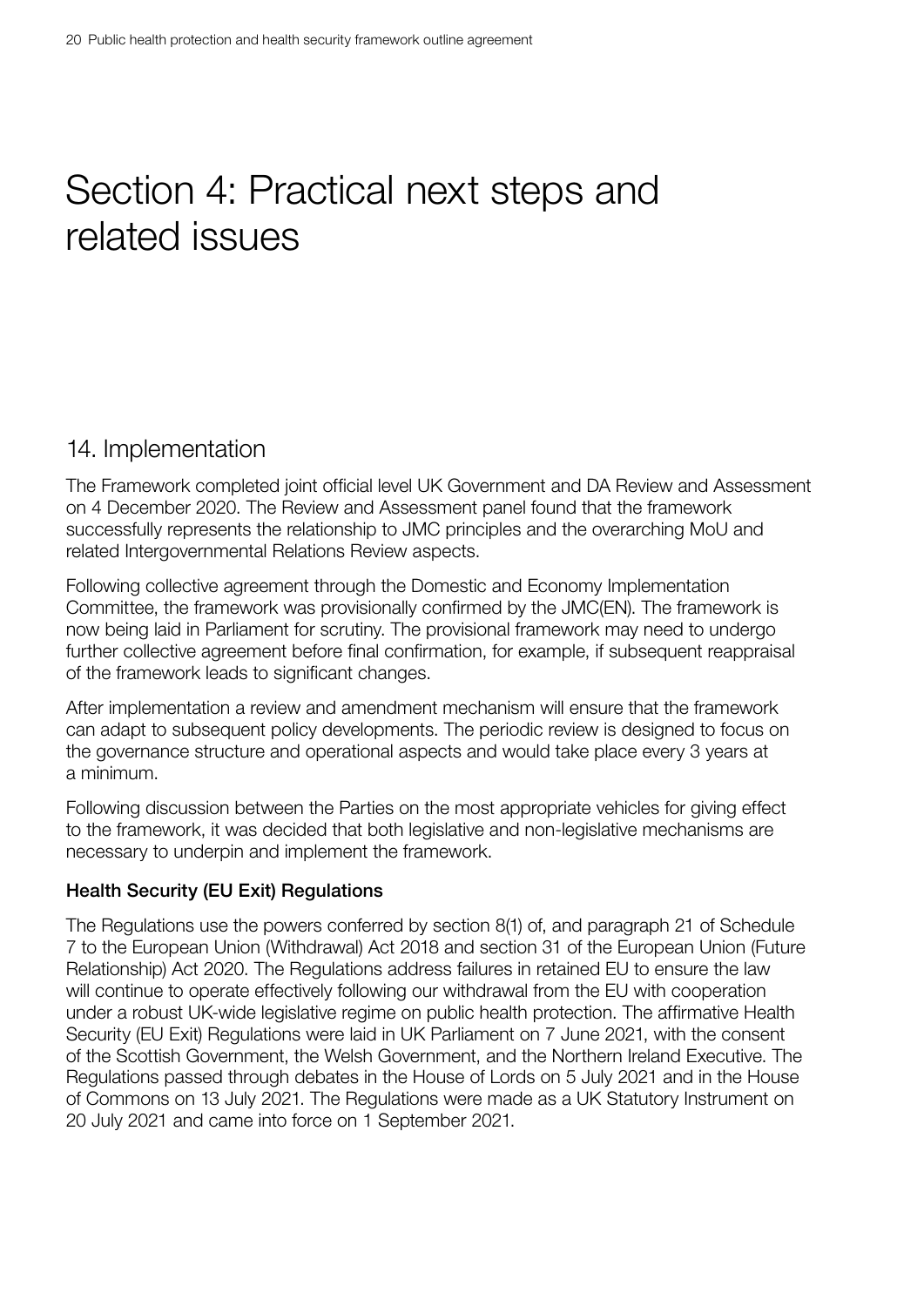# Section 4: Practical next steps and related issues

## 14. Implementation

The Framework completed joint official level UK Government and DA Review and Assessment on 4 December 2020. The Review and Assessment panel found that the framework successfully represents the relationship to JMC principles and the overarching MoU and related Intergovernmental Relations Review aspects.

Following collective agreement through the Domestic and Economy Implementation Committee, the framework was provisionally confirmed by the JMC(EN). The framework is now being laid in Parliament for scrutiny. The provisional framework may need to undergo further collective agreement before final confirmation, for example, if subsequent reappraisal of the framework leads to significant changes.

After implementation a review and amendment mechanism will ensure that the framework can adapt to subsequent policy developments. The periodic review is designed to focus on the governance structure and operational aspects and would take place every 3 years at a minimum.

Following discussion between the Parties on the most appropriate vehicles for giving effect to the framework, it was decided that both legislative and non-legislative mechanisms are necessary to underpin and implement the framework.

**Health Security (EU Exit) Regulations**

The Regulations use the powers conferred by section 8(1) of, and paragraph 21 of Schedule 7 to the European Union (Withdrawal) Act 2018 and section 31 of the European Union (Future Relationship) Act 2020. The Regulations address failures in retained EU to ensure the law will continue to operate effectively following our withdrawal from the EU with cooperation under a robust UK-wide legislative regime on public health protection. The affirmative Health Security (EU Exit) Regulations were laid in UK Parliament on 7 June 2021, with the consent of the Scottish Government, the Welsh Government, and the Northern Ireland Executive. The Regulations passed through debates in the House of Lords on 5 July 2021 and in the House of Commons on 13 July 2021. The Regulations were made as a UK Statutory Instrument on 20 July 2021 and came into force on 1 September 2021.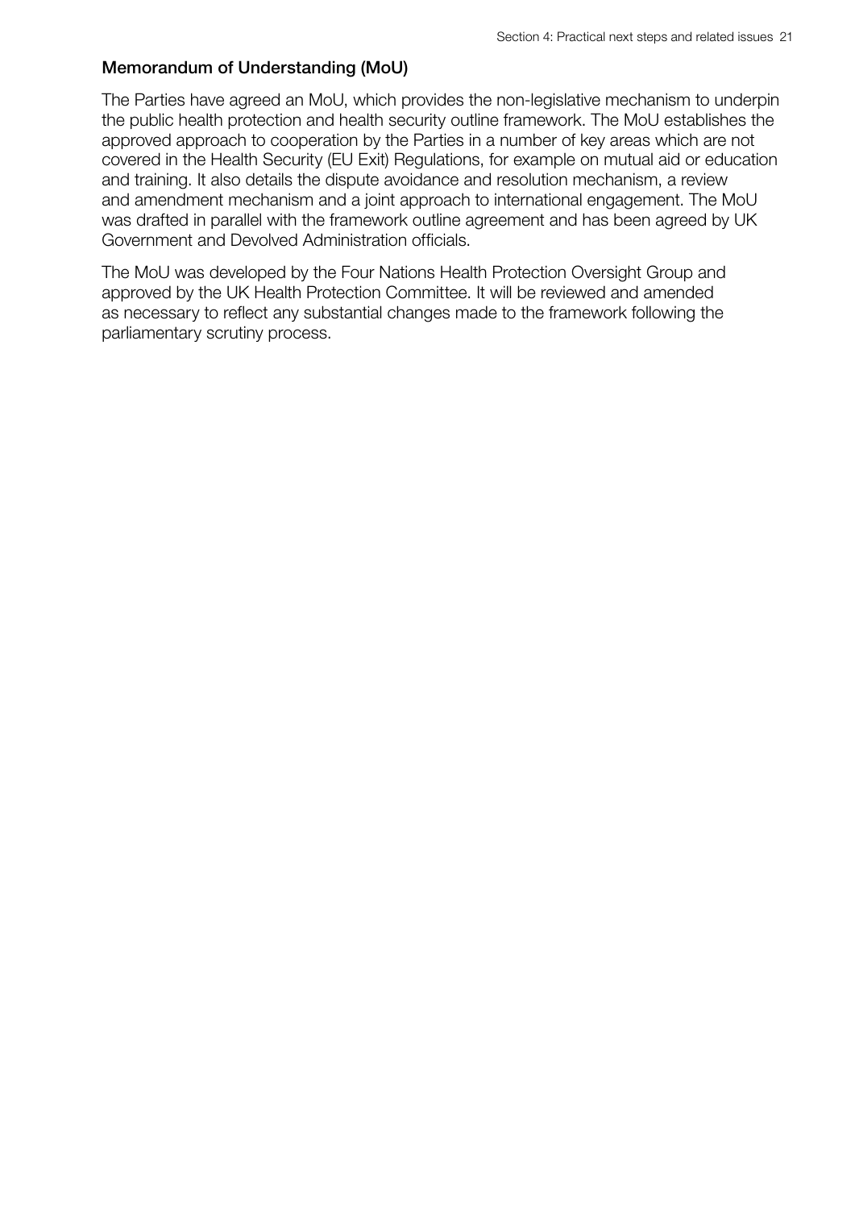### Memorandum of Understanding (MoU)

The Parties have agreed an MoU, which provides the non-legislative mechanism to underpin the public health protection and health security outline framework. The MoU establishes the approved approach to cooperation by the Parties in a number of key areas which are not covered in the Health Security (EU Exit) Regulations, for example on mutual aid or education and training. It also details the dispute avoidance and resolution mechanism, a review and amendment mechanism and a joint approach to international engagement. The MoU was drafted in parallel with the framework outline agreement and has been agreed by UK Government and Devolved Administration officials.

The MoU was developed by the Four Nations Health Protection Oversight Group and approved by the UK Health Protection Committee. It will be reviewed and amended as necessary to reflect any substantial changes made to the framework following the parliamentary scrutiny process.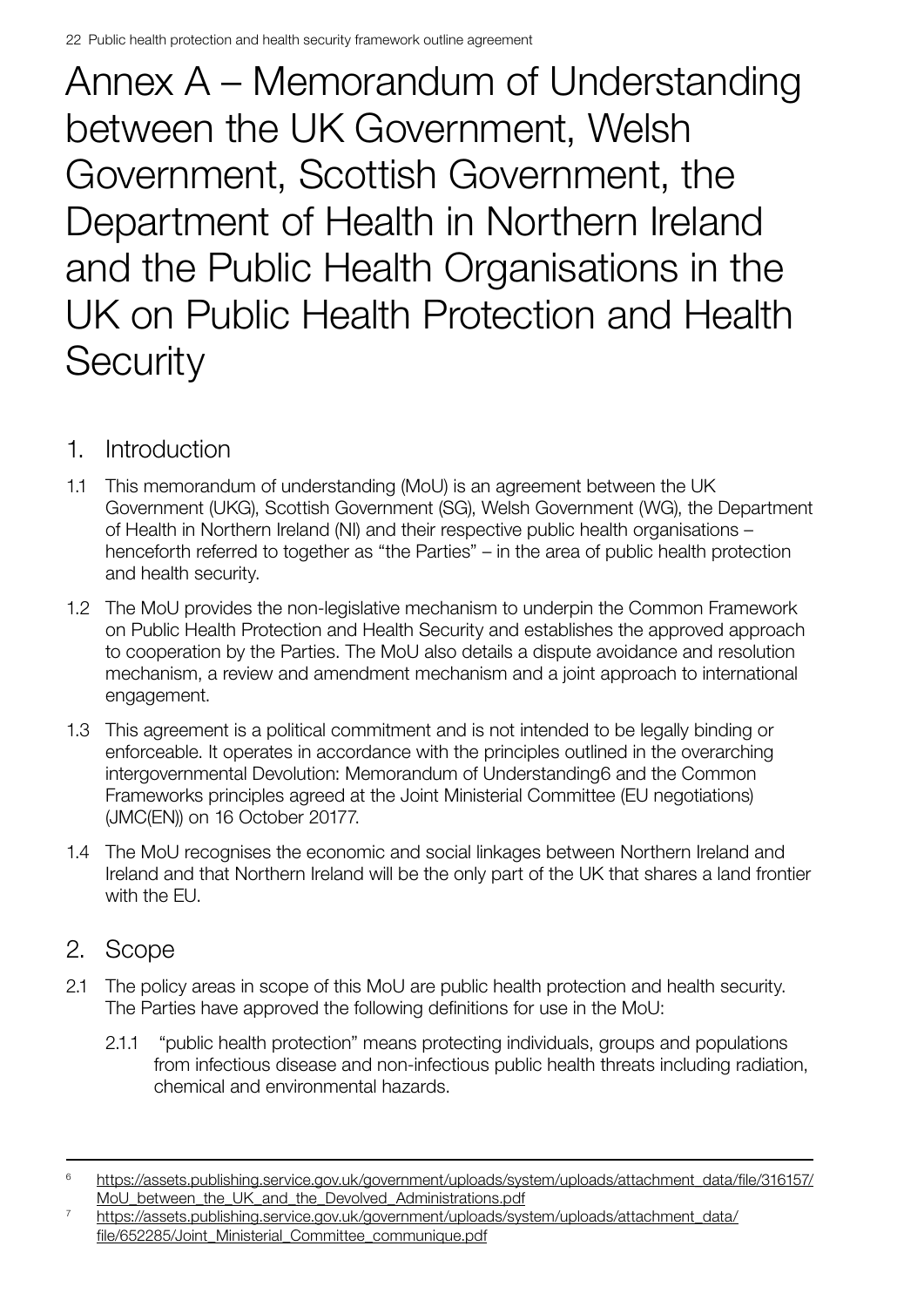# Annex A – Memorandum of Understanding between the UK Government, Welsh Government, Scottish Government, the Department of Health in Northern Ireland and the Public Health Organisations in the UK on Public Health Protection and Health Security

## 1. Introduction

1.1 This memorandum of understanding (MoU) is an agreement between the UK Government (UKG), Scottish Government (SG), Welsh Government (WG), the Department of Health in Northern Ireland (NI) and their respective public health organisations – henceforth referred to together as "the Parties" – in the area of public health protection and health security.

1.2 The MoU provides the non-legislative mechanism to underpin the Common Framework on Public Health Protection and Health Security and establishes the approved approach to cooperation by the Parties. The MoU also details a dispute avoidance and resolution mechanism, a review and amendment mechanism and a joint approach to international engagement.

1.3 This agreement is a political commitment and is not intended to be legally binding or enforceable. It operates in accordance with the principles outlined in the overarching intergovernmental Devolution: Memorandum of Understanding[6] and the Common Frameworks principles agreed at the Joint Ministerial Committee (EU negotiations) (JMC(EN)) on 16 October 2017[7].

1.4 The MoU recognises the economic and social linkages between Northern Ireland and Ireland and that Northern Ireland will be the only part of the UK that shares a land frontier with the EU.

## 2. Scope

2.1 The policy areas in scope of this MoU are public health protection and health security. The Parties have approved the following definitions for use in the MoU:

2.1.1 "public health protection" means protecting individuals, groups and populations from infectious disease and non-infectious public health threats including radiation, chemical and environmental hazards.

---

[6] https://assets.publishing.service.gov.uk/government/uploads/system/uploads/attachment_data/file/316157/MoU_between_the_UK_and_the_Devolved_Administrations.pdf

[7] https://assets.publishing.service.gov.uk/government/uploads/system/uploads/attachment_data/file/652285/Joint_Ministerial_Committee_communique.pdf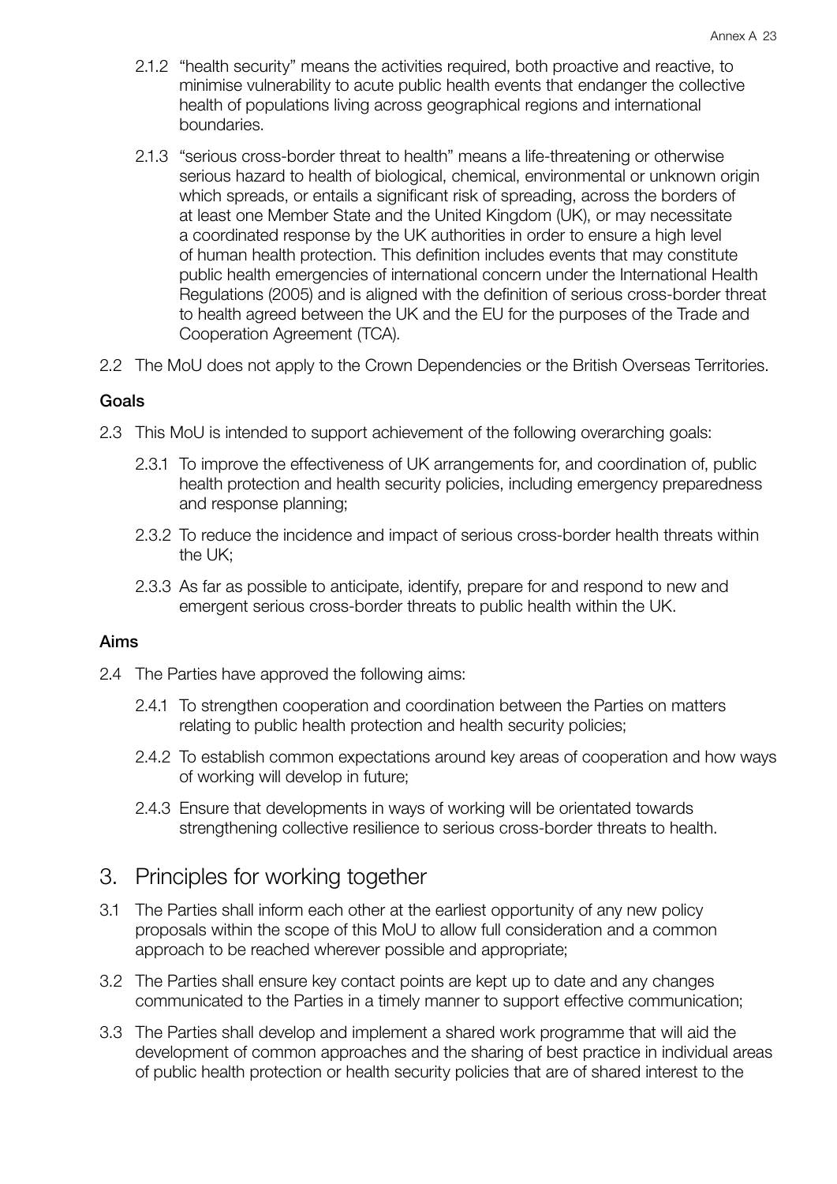2.1.2 "health security" means the activities required, both proactive and reactive, to minimise vulnerability to acute public health events that endanger the collective health of populations living across geographical regions and international boundaries.

2.1.3 "serious cross-border threat to health" means a life-threatening or otherwise serious hazard to health of biological, chemical, environmental or unknown origin which spreads, or entails a significant risk of spreading, across the borders of at least one Member State and the United Kingdom (UK), or may necessitate a coordinated response by the UK authorities in order to ensure a high level of human health protection. This definition includes events that may constitute public health emergencies of international concern under the International Health Regulations (2005) and is aligned with the definition of serious cross-border threat to health agreed between the UK and the EU for the purposes of the Trade and Cooperation Agreement (TCA).

2.2 The MoU does not apply to the Crown Dependencies or the British Overseas Territories.

**Goals**

2.3 This MoU is intended to support achievement of the following overarching goals:

2.3.1 To improve the effectiveness of UK arrangements for, and coordination of, public health protection and health security policies, including emergency preparedness and response planning;

2.3.2 To reduce the incidence and impact of serious cross-border health threats within the UK;

2.3.3 As far as possible to anticipate, identify, prepare for and respond to new and emergent serious cross-border threats to public health within the UK.

**Aims**

2.4 The Parties have approved the following aims:

2.4.1 To strengthen cooperation and coordination between the Parties on matters relating to public health protection and health security policies;

2.4.2 To establish common expectations around key areas of cooperation and how ways of working will develop in future;

2.4.3 Ensure that developments in ways of working will be orientated towards strengthening collective resilience to serious cross-border threats to health.

## 3. Principles for working together

3.1 The Parties shall inform each other at the earliest opportunity of any new policy proposals within the scope of this MoU to allow full consideration and a common approach to be reached wherever possible and appropriate;

3.2 The Parties shall ensure key contact points are kept up to date and any changes communicated to the Parties in a timely manner to support effective communication;

3.3 The Parties shall develop and implement a shared work programme that will aid the development of common approaches and the sharing of best practice in individual areas of public health protection or health security policies that are of shared interest to the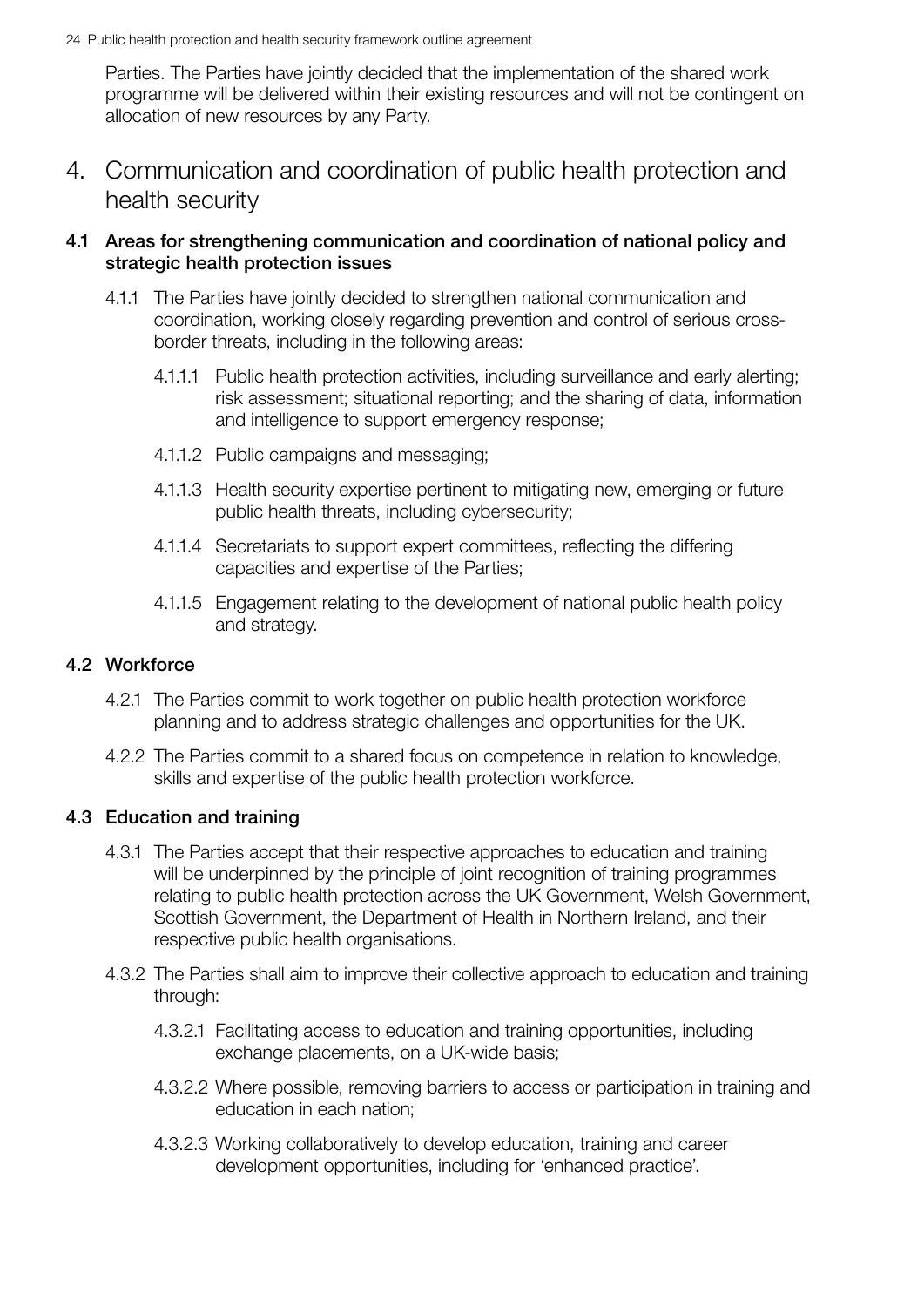Parties. The Parties have jointly decided that the implementation of the shared work programme will be delivered within their existing resources and will not be contingent on allocation of new resources by any Party.

# 4. Communication and coordination of public health protection and health security

## 4.1 Areas for strengthening communication and coordination of national policy and strategic health protection issues

4.1.1 The Parties have jointly decided to strengthen national communication and coordination, working closely regarding prevention and control of serious cross-border threats, including in the following areas:

4.1.1.1 Public health protection activities, including surveillance and early alerting; risk assessment; situational reporting; and the sharing of data, information and intelligence to support emergency response;

4.1.1.2 Public campaigns and messaging;

4.1.1.3 Health security expertise pertinent to mitigating new, emerging or future public health threats, including cybersecurity;

4.1.1.4 Secretariats to support expert committees, reflecting the differing capacities and expertise of the Parties;

4.1.1.5 Engagement relating to the development of national public health policy and strategy.

## 4.2 Workforce

4.2.1 The Parties commit to work together on public health protection workforce planning and to address strategic challenges and opportunities for the UK.

4.2.2 The Parties commit to a shared focus on competence in relation to knowledge, skills and expertise of the public health protection workforce.

## 4.3 Education and training

4.3.1 The Parties accept that their respective approaches to education and training will be underpinned by the principle of joint recognition of training programmes relating to public health protection across the UK Government, Welsh Government, Scottish Government, the Department of Health in Northern Ireland, and their respective public health organisations.

4.3.2 The Parties shall aim to improve their collective approach to education and training through:

4.3.2.1 Facilitating access to education and training opportunities, including exchange placements, on a UK-wide basis;

4.3.2.2 Where possible, removing barriers to access or participation in training and education in each nation;

4.3.2.3 Working collaboratively to develop education, training and career development opportunities, including for 'enhanced practice'.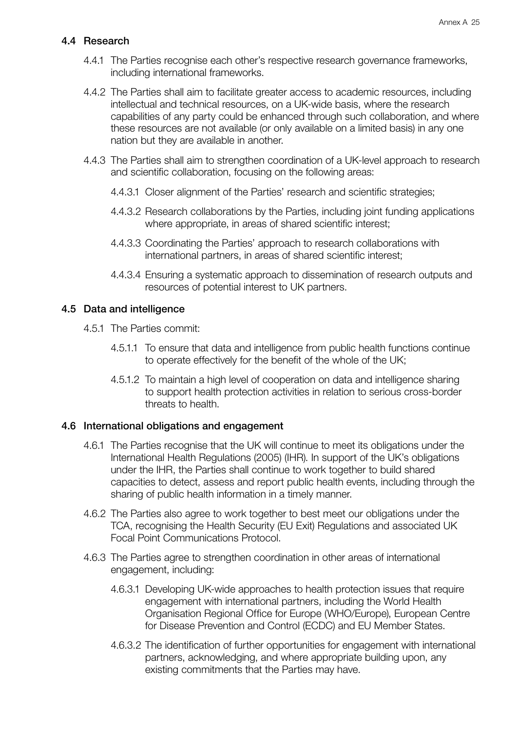### 4.4 Research

4.4.1 The Parties recognise each other's respective research governance frameworks, including international frameworks.

4.4.2 The Parties shall aim to facilitate greater access to academic resources, including intellectual and technical resources, on a UK-wide basis, where the research capabilities of any party could be enhanced through such collaboration, and where these resources are not available (or only available on a limited basis) in any one nation but they are available in another.

4.4.3 The Parties shall aim to strengthen coordination of a UK-level approach to research and scientific collaboration, focusing on the following areas:

4.4.3.1 Closer alignment of the Parties' research and scientific strategies;

4.4.3.2 Research collaborations by the Parties, including joint funding applications where appropriate, in areas of shared scientific interest;

4.4.3.3 Coordinating the Parties' approach to research collaborations with international partners, in areas of shared scientific interest;

4.4.3.4 Ensuring a systematic approach to dissemination of research outputs and resources of potential interest to UK partners.

### 4.5 Data and intelligence

4.5.1 The Parties commit:

4.5.1.1 To ensure that data and intelligence from public health functions continue to operate effectively for the benefit of the whole of the UK;

4.5.1.2 To maintain a high level of cooperation on data and intelligence sharing to support health protection activities in relation to serious cross-border threats to health.

### 4.6 International obligations and engagement

4.6.1 The Parties recognise that the UK will continue to meet its obligations under the International Health Regulations (2005) (IHR). In support of the UK's obligations under the IHR, the Parties shall continue to work together to build shared capacities to detect, assess and report public health events, including through the sharing of public health information in a timely manner.

4.6.2 The Parties also agree to work together to best meet our obligations under the TCA, recognising the Health Security (EU Exit) Regulations and associated UK Focal Point Communications Protocol.

4.6.3 The Parties agree to strengthen coordination in other areas of international engagement, including:

4.6.3.1 Developing UK-wide approaches to health protection issues that require engagement with international partners, including the World Health Organisation Regional Office for Europe (WHO/Europe), European Centre for Disease Prevention and Control (ECDC) and EU Member States.

4.6.3.2 The identification of further opportunities for engagement with international partners, acknowledging, and where appropriate building upon, any existing commitments that the Parties may have.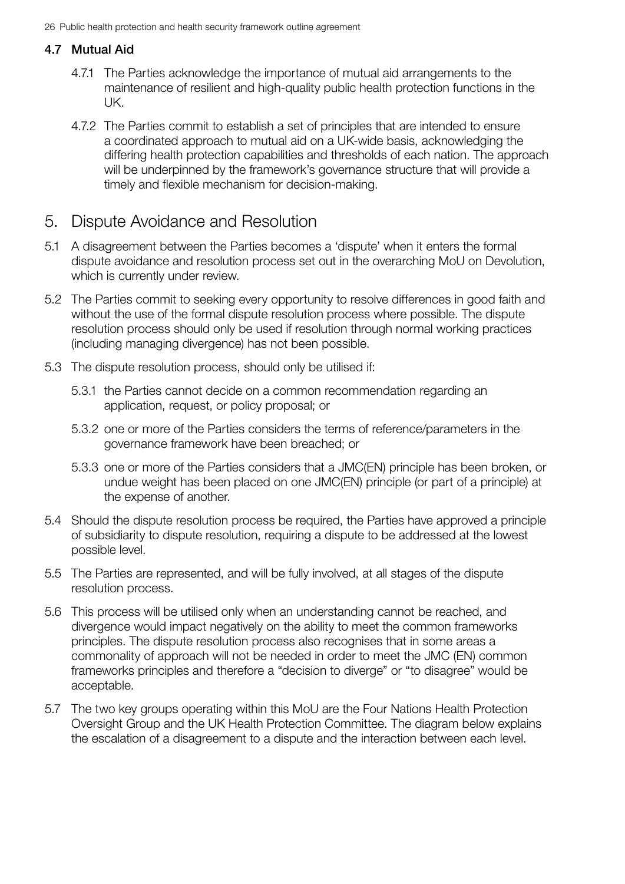### 4.7 Mutual Aid

4.7.1 The Parties acknowledge the importance of mutual aid arrangements to the maintenance of resilient and high-quality public health protection functions in the UK.

4.7.2 The Parties commit to establish a set of principles that are intended to ensure a coordinated approach to mutual aid on a UK-wide basis, acknowledging the differing health protection capabilities and thresholds of each nation. The approach will be underpinned by the framework's governance structure that will provide a timely and flexible mechanism for decision-making.

## 5. Dispute Avoidance and Resolution

5.1 A disagreement between the Parties becomes a 'dispute' when it enters the formal dispute avoidance and resolution process set out in the overarching MoU on Devolution, which is currently under review.

5.2 The Parties commit to seeking every opportunity to resolve differences in good faith and without the use of the formal dispute resolution process where possible. The dispute resolution process should only be used if resolution through normal working practices (including managing divergence) has not been possible.

5.3 The dispute resolution process, should only be utilised if:

5.3.1 the Parties cannot decide on a common recommendation regarding an application, request, or policy proposal; or

5.3.2 one or more of the Parties considers the terms of reference/parameters in the governance framework have been breached; or

5.3.3 one or more of the Parties considers that a JMC(EN) principle has been broken, or undue weight has been placed on one JMC(EN) principle (or part of a principle) at the expense of another.

5.4 Should the dispute resolution process be required, the Parties have approved a principle of subsidiarity to dispute resolution, requiring a dispute to be addressed at the lowest possible level.

5.5 The Parties are represented, and will be fully involved, at all stages of the dispute resolution process.

5.6 This process will be utilised only when an understanding cannot be reached, and divergence would impact negatively on the ability to meet the common frameworks principles. The dispute resolution process also recognises that in some areas a commonality of approach will not be needed in order to meet the JMC (EN) common frameworks principles and therefore a "decision to diverge" or "to disagree" would be acceptable.

5.7 The two key groups operating within this MoU are the Four Nations Health Protection Oversight Group and the UK Health Protection Committee. The diagram below explains the escalation of a disagreement to a dispute and the interaction between each level.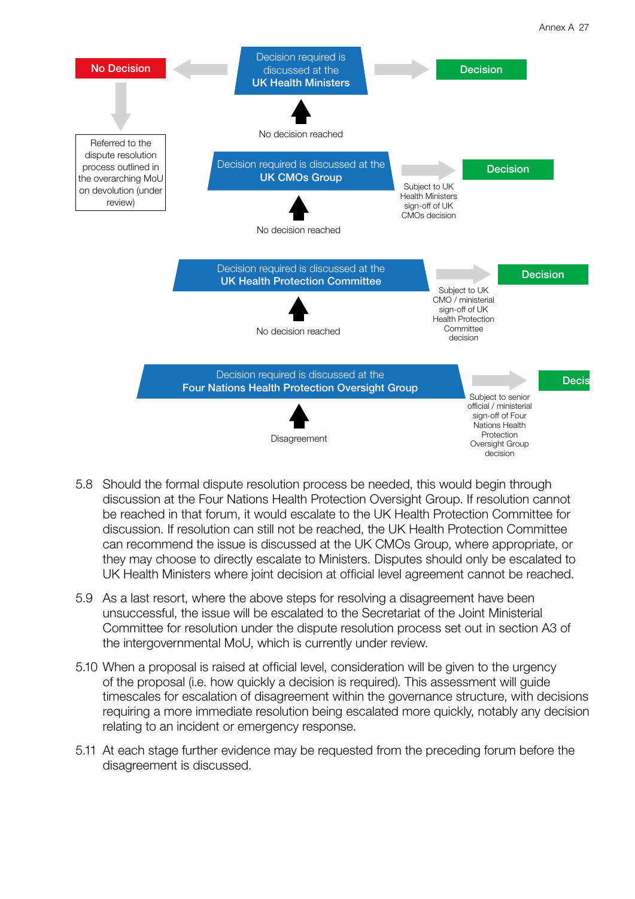No Decision

Decision required is discussed at the **UK Health Ministers**

Decision

Referred to the dispute resolution process outlined in the overarching MoU on devolution (under review)

No decision reached

Decision required is discussed at the **UK CMOs Group**

Decision

Subject to UK Health Ministers sign-off of UK CMOs decision

No decision reached

Decision required is discussed at the **UK Health Protection Committee**

Decision

Subject to UK CMO / ministerial sign-off of UK Health Protection Committee decision

No decision reached

Decision required is discussed at the **Four Nations Health Protection Oversight Group**

Decis

Subject to senior official / ministerial sign-off of Four Nations Health Protection Oversight Group decision

Disagreement

5.8 Should the formal dispute resolution process be needed, this would begin through discussion at the Four Nations Health Protection Oversight Group. If resolution cannot be reached in that forum, it would escalate to the UK Health Protection Committee for discussion. If resolution can still not be reached, the UK Health Protection Committee can recommend the issue is discussed at the UK CMOs Group, where appropriate, or they may choose to directly escalate to Ministers. Disputes should only be escalated to UK Health Ministers where joint decision at official level agreement cannot be reached.

5.9 As a last resort, where the above steps for resolving a disagreement have been unsuccessful, the issue will be escalated to the Secretariat of the Joint Ministerial Committee for resolution under the dispute resolution process set out in section A3 of the intergovernmental MoU, which is currently under review.

5.10 When a proposal is raised at official level, consideration will be given to the urgency of the proposal (i.e. how quickly a decision is required). This assessment will guide timescales for escalation of disagreement within the governance structure, with decisions requiring a more immediate resolution being escalated more quickly, notably any decision relating to an incident or emergency response.

5.11 At each stage further evidence may be requested from the preceding forum before the disagreement is discussed.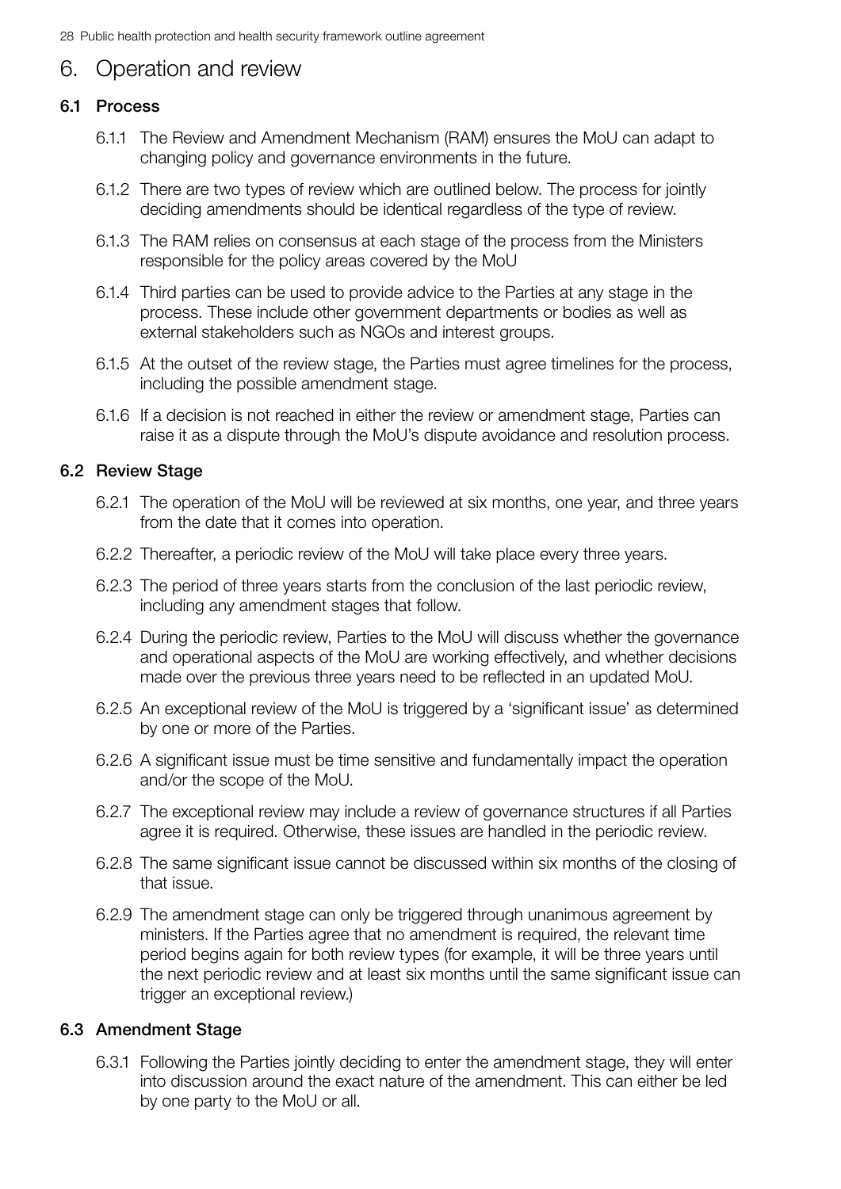## 6. Operation and review

### 6.1 Process

6.1.1 The Review and Amendment Mechanism (RAM) ensures the MoU can adapt to changing policy and governance environments in the future.

6.1.2 There are two types of review which are outlined below. The process for jointly deciding amendments should be identical regardless of the type of review.

6.1.3 The RAM relies on consensus at each stage of the process from the Ministers responsible for the policy areas covered by the MoU

6.1.4 Third parties can be used to provide advice to the Parties at any stage in the process. These include other government departments or bodies as well as external stakeholders such as NGOs and interest groups.

6.1.5 At the outset of the review stage, the Parties must agree timelines for the process, including the possible amendment stage.

6.1.6 If a decision is not reached in either the review or amendment stage, Parties can raise it as a dispute through the MoU's dispute avoidance and resolution process.

### 6.2 Review Stage

6.2.1 The operation of the MoU will be reviewed at six months, one year, and three years from the date that it comes into operation.

6.2.2 Thereafter, a periodic review of the MoU will take place every three years.

6.2.3 The period of three years starts from the conclusion of the last periodic review, including any amendment stages that follow.

6.2.4 During the periodic review, Parties to the MoU will discuss whether the governance and operational aspects of the MoU are working effectively, and whether decisions made over the previous three years need to be reflected in an updated MoU.

6.2.5 An exceptional review of the MoU is triggered by a 'significant issue' as determined by one or more of the Parties.

6.2.6 A significant issue must be time sensitive and fundamentally impact the operation and/or the scope of the MoU.

6.2.7 The exceptional review may include a review of governance structures if all Parties agree it is required. Otherwise, these issues are handled in the periodic review.

6.2.8 The same significant issue cannot be discussed within six months of the closing of that issue.

6.2.9 The amendment stage can only be triggered through unanimous agreement by ministers. If the Parties agree that no amendment is required, the relevant time period begins again for both review types (for example, it will be three years until the next periodic review and at least six months until the same significant issue can trigger an exceptional review.)

### 6.3 Amendment Stage

6.3.1 Following the Parties jointly deciding to enter the amendment stage, they will enter into discussion around the exact nature of the amendment. This can either be led by one party to the MoU or all.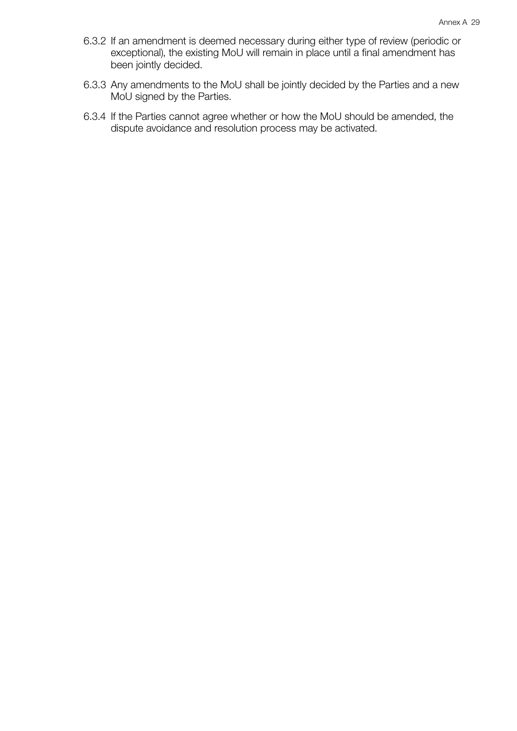6.3.2 If an amendment is deemed necessary during either type of review (periodic or exceptional), the existing MoU will remain in place until a final amendment has been jointly decided.

6.3.3 Any amendments to the MoU shall be jointly decided by the Parties and a new MoU signed by the Parties.

6.3.4 If the Parties cannot agree whether or how the MoU should be amended, the dispute avoidance and resolution process may be activated.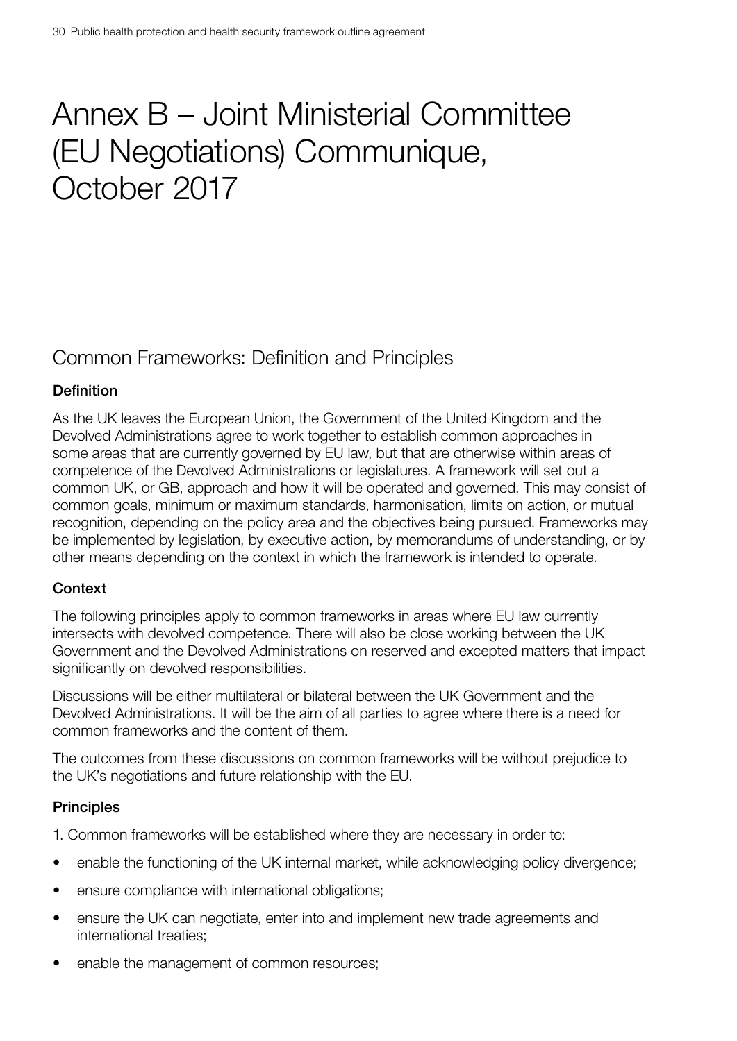# Annex B – Joint Ministerial Committee (EU Negotiations) Communique, October 2017

## Common Frameworks: Definition and Principles

**Definition**

As the UK leaves the European Union, the Government of the United Kingdom and the Devolved Administrations agree to work together to establish common approaches in some areas that are currently governed by EU law, but that are otherwise within areas of competence of the Devolved Administrations or legislatures. A framework will set out a common UK, or GB, approach and how it will be operated and governed. This may consist of common goals, minimum or maximum standards, harmonisation, limits on action, or mutual recognition, depending on the policy area and the objectives being pursued. Frameworks may be implemented by legislation, by executive action, by memorandums of understanding, or by other means depending on the context in which the framework is intended to operate.

**Context**

The following principles apply to common frameworks in areas where EU law currently intersects with devolved competence. There will also be close working between the UK Government and the Devolved Administrations on reserved and excepted matters that impact significantly on devolved responsibilities.

Discussions will be either multilateral or bilateral between the UK Government and the Devolved Administrations. It will be the aim of all parties to agree where there is a need for common frameworks and the content of them.

The outcomes from these discussions on common frameworks will be without prejudice to the UK's negotiations and future relationship with the EU.

**Principles**

1. Common frameworks will be established where they are necessary in order to:

- enable the functioning of the UK internal market, while acknowledging policy divergence;
- ensure compliance with international obligations;
- ensure the UK can negotiate, enter into and implement new trade agreements and international treaties;
- enable the management of common resources;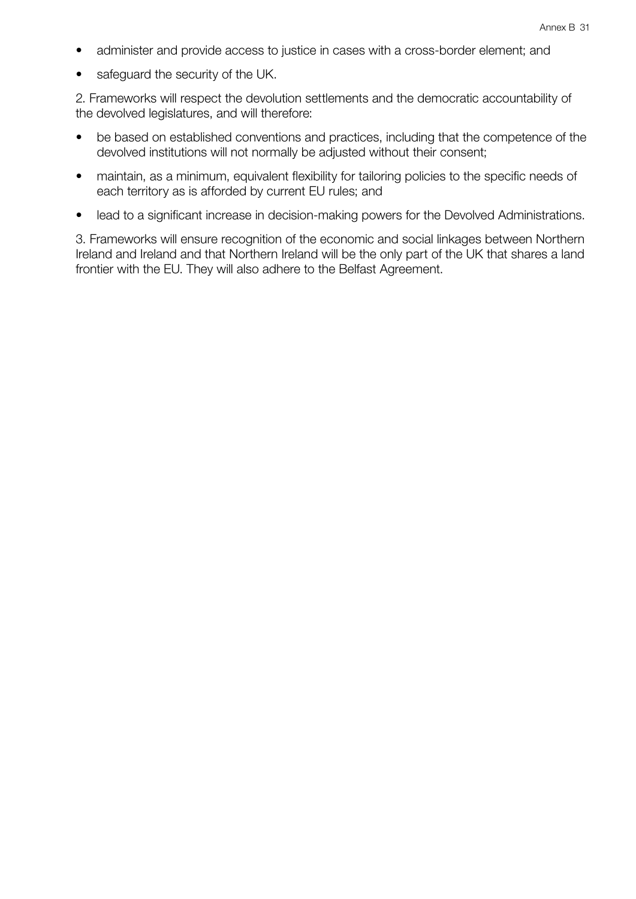- administer and provide access to justice in cases with a cross-border element; and
- safeguard the security of the UK.

2. Frameworks will respect the devolution settlements and the democratic accountability of the devolved legislatures, and will therefore:

- be based on established conventions and practices, including that the competence of the devolved institutions will not normally be adjusted without their consent;
- maintain, as a minimum, equivalent flexibility for tailoring policies to the specific needs of each territory as is afforded by current EU rules; and
- lead to a significant increase in decision-making powers for the Devolved Administrations.

3. Frameworks will ensure recognition of the economic and social linkages between Northern Ireland and Ireland and that Northern Ireland will be the only part of the UK that shares a land frontier with the EU. They will also adhere to the Belfast Agreement.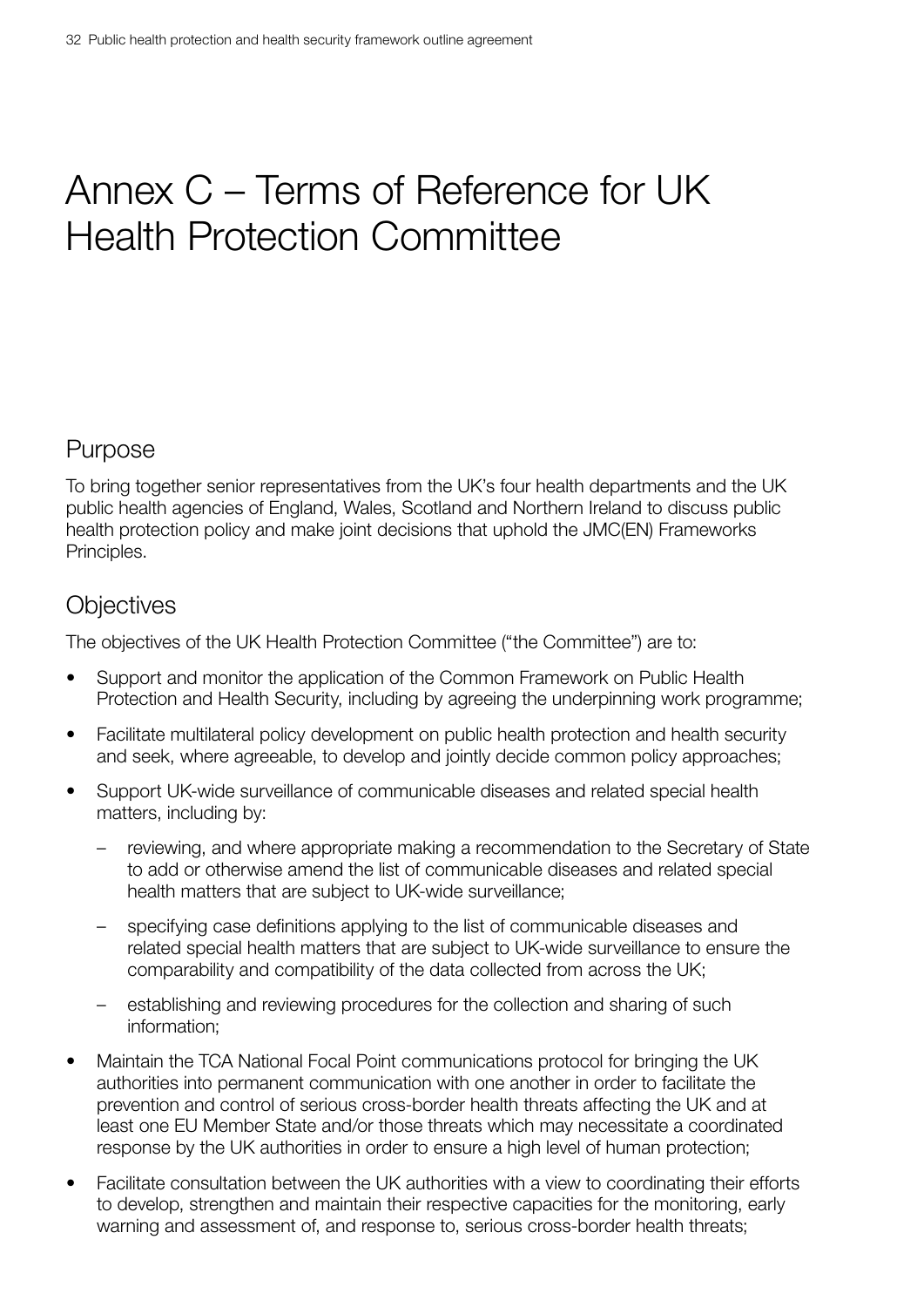# Annex C – Terms of Reference for UK Health Protection Committee

## Purpose

To bring together senior representatives from the UK's four health departments and the UK public health agencies of England, Wales, Scotland and Northern Ireland to discuss public health protection policy and make joint decisions that uphold the JMC(EN) Frameworks Principles.

## Objectives

The objectives of the UK Health Protection Committee ("the Committee") are to:

- Support and monitor the application of the Common Framework on Public Health Protection and Health Security, including by agreeing the underpinning work programme;
- Facilitate multilateral policy development on public health protection and health security and seek, where agreeable, to develop and jointly decide common policy approaches;
- Support UK-wide surveillance of communicable diseases and related special health matters, including by:
  - reviewing, and where appropriate making a recommendation to the Secretary of State to add or otherwise amend the list of communicable diseases and related special health matters that are subject to UK-wide surveillance;
  - specifying case definitions applying to the list of communicable diseases and related special health matters that are subject to UK-wide surveillance to ensure the comparability and compatibility of the data collected from across the UK;
  - establishing and reviewing procedures for the collection and sharing of such information;
- Maintain the TCA National Focal Point communications protocol for bringing the UK authorities into permanent communication with one another in order to facilitate the prevention and control of serious cross-border health threats affecting the UK and at least one EU Member State and/or those threats which may necessitate a coordinated response by the UK authorities in order to ensure a high level of human protection;
- Facilitate consultation between the UK authorities with a view to coordinating their efforts to develop, strengthen and maintain their respective capacities for the monitoring, early warning and assessment of, and response to, serious cross-border health threats;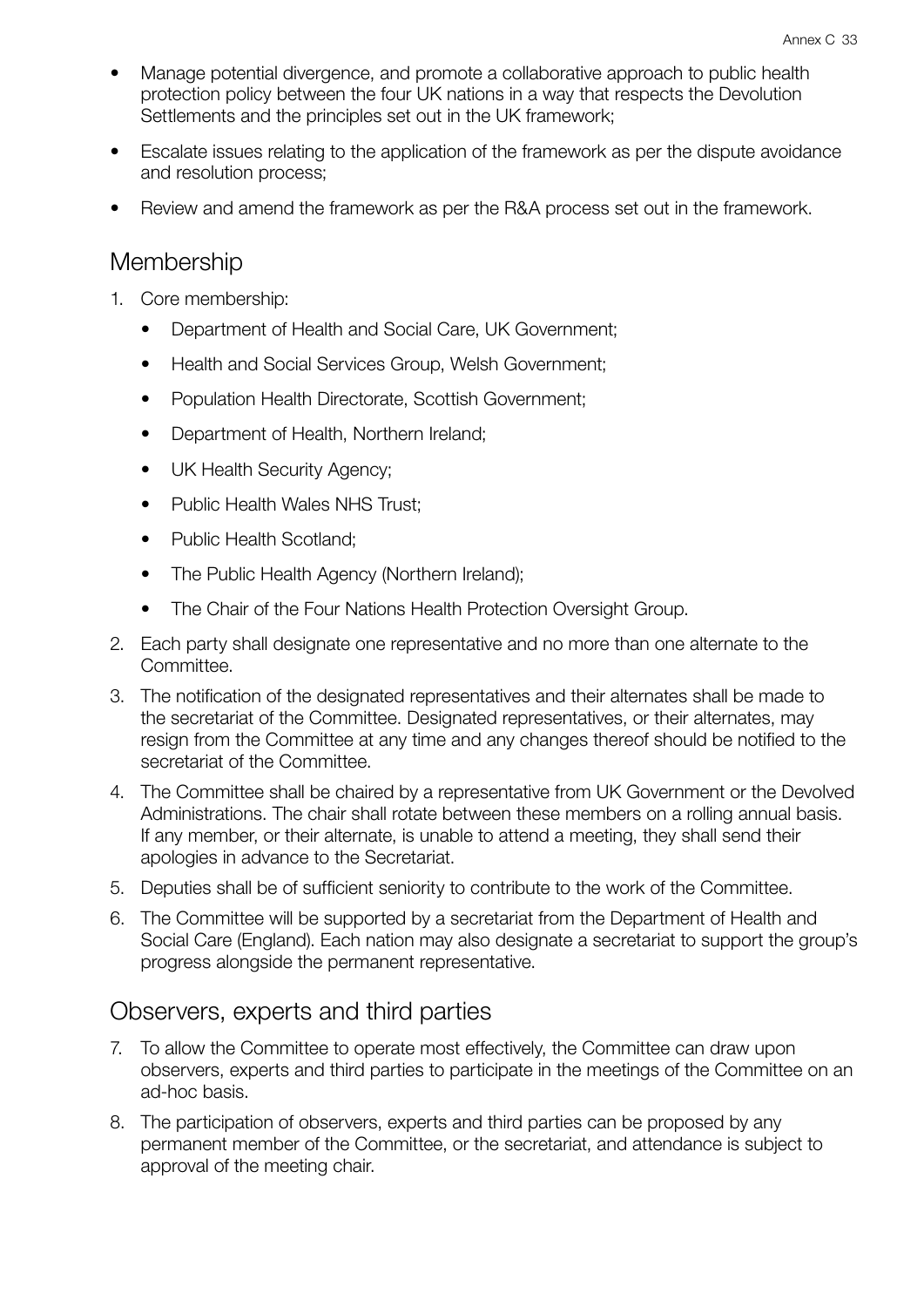- Manage potential divergence, and promote a collaborative approach to public health protection policy between the four UK nations in a way that respects the Devolution Settlements and the principles set out in the UK framework;
- Escalate issues relating to the application of the framework as per the dispute avoidance and resolution process;
- Review and amend the framework as per the R&A process set out in the framework.

## Membership

1. Core membership:
   - Department of Health and Social Care, UK Government;
   - Health and Social Services Group, Welsh Government;
   - Population Health Directorate, Scottish Government;
   - Department of Health, Northern Ireland;
   - UK Health Security Agency;
   - Public Health Wales NHS Trust;
   - Public Health Scotland;
   - The Public Health Agency (Northern Ireland);
   - The Chair of the Four Nations Health Protection Oversight Group.
2. Each party shall designate one representative and no more than one alternate to the Committee.
3. The notification of the designated representatives and their alternates shall be made to the secretariat of the Committee. Designated representatives, or their alternates, may resign from the Committee at any time and any changes thereof should be notified to the secretariat of the Committee.
4. The Committee shall be chaired by a representative from UK Government or the Devolved Administrations. The chair shall rotate between these members on a rolling annual basis. If any member, or their alternate, is unable to attend a meeting, they shall send their apologies in advance to the Secretariat.
5. Deputies shall be of sufficient seniority to contribute to the work of the Committee.
6. The Committee will be supported by a secretariat from the Department of Health and Social Care (England). Each nation may also designate a secretariat to support the group's progress alongside the permanent representative.

## Observers, experts and third parties

7. To allow the Committee to operate most effectively, the Committee can draw upon observers, experts and third parties to participate in the meetings of the Committee on an ad-hoc basis.
8. The participation of observers, experts and third parties can be proposed by any permanent member of the Committee, or the secretariat, and attendance is subject to approval of the meeting chair.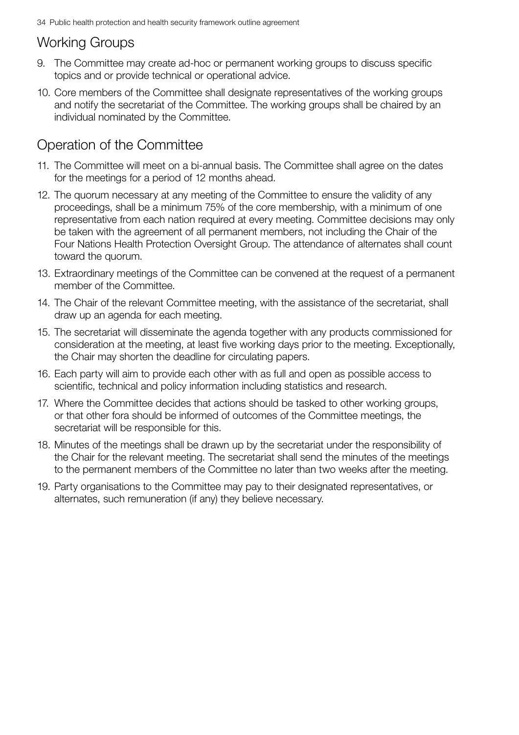## Working Groups

9. The Committee may create ad-hoc or permanent working groups to discuss specific topics and or provide technical or operational advice.
10. Core members of the Committee shall designate representatives of the working groups and notify the secretariat of the Committee. The working groups shall be chaired by an individual nominated by the Committee.

## Operation of the Committee

11. The Committee will meet on a bi-annual basis. The Committee shall agree on the dates for the meetings for a period of 12 months ahead.
12. The quorum necessary at any meeting of the Committee to ensure the validity of any proceedings, shall be a minimum 75% of the core membership, with a minimum of one representative from each nation required at every meeting. Committee decisions may only be taken with the agreement of all permanent members, not including the Chair of the Four Nations Health Protection Oversight Group. The attendance of alternates shall count toward the quorum.
13. Extraordinary meetings of the Committee can be convened at the request of a permanent member of the Committee.
14. The Chair of the relevant Committee meeting, with the assistance of the secretariat, shall draw up an agenda for each meeting.
15. The secretariat will disseminate the agenda together with any products commissioned for consideration at the meeting, at least five working days prior to the meeting. Exceptionally, the Chair may shorten the deadline for circulating papers.
16. Each party will aim to provide each other with as full and open as possible access to scientific, technical and policy information including statistics and research.
17. Where the Committee decides that actions should be tasked to other working groups, or that other fora should be informed of outcomes of the Committee meetings, the secretariat will be responsible for this.
18. Minutes of the meetings shall be drawn up by the secretariat under the responsibility of the Chair for the relevant meeting. The secretariat shall send the minutes of the meetings to the permanent members of the Committee no later than two weeks after the meeting.
19. Party organisations to the Committee may pay to their designated representatives, or alternates, such remuneration (if any) they believe necessary.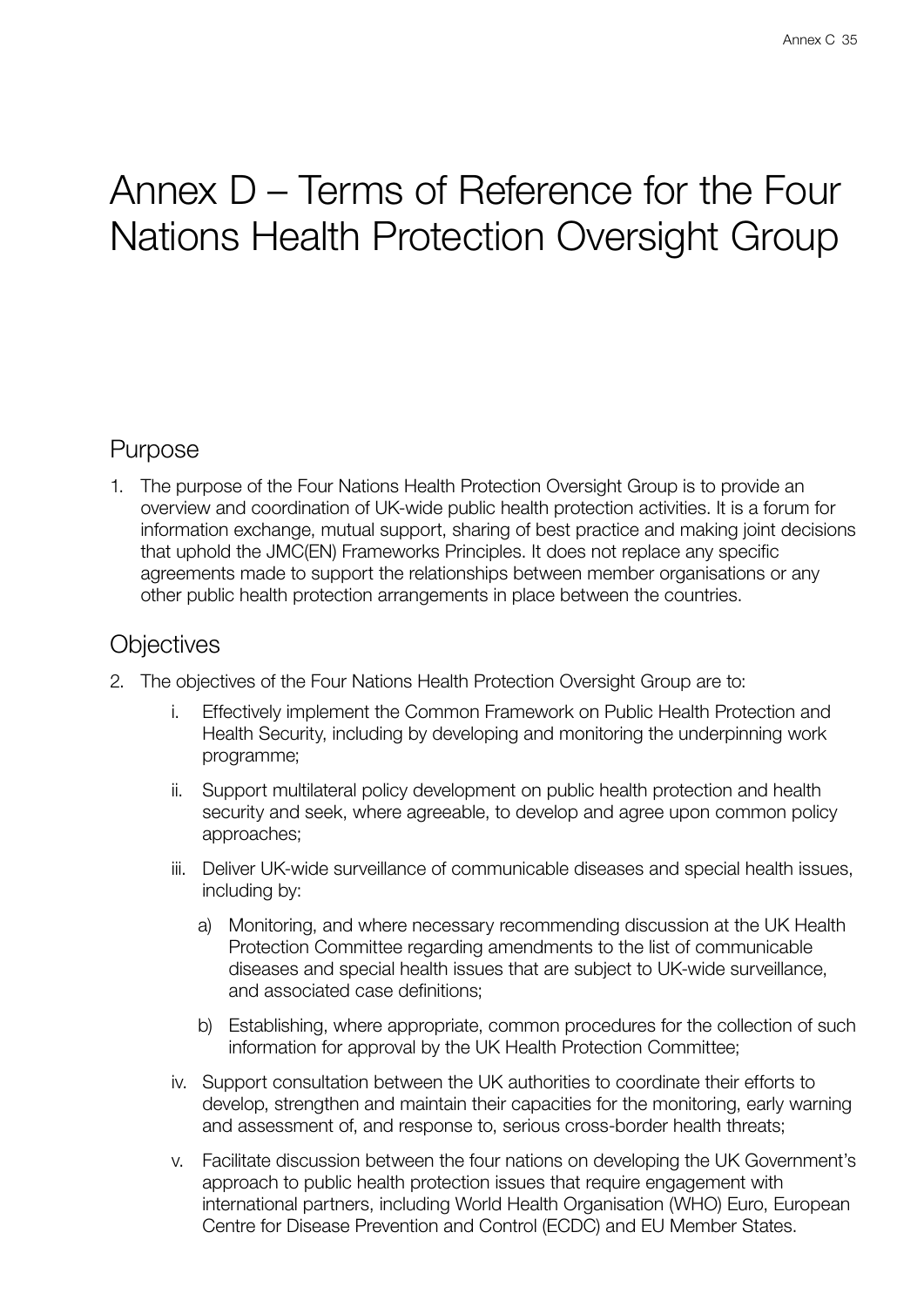# Annex D – Terms of Reference for the Four Nations Health Protection Oversight Group

## Purpose

1. The purpose of the Four Nations Health Protection Oversight Group is to provide an overview and coordination of UK-wide public health protection activities. It is a forum for information exchange, mutual support, sharing of best practice and making joint decisions that uphold the JMC(EN) Frameworks Principles. It does not replace any specific agreements made to support the relationships between member organisations or any other public health protection arrangements in place between the countries.

## Objectives

2. The objectives of the Four Nations Health Protection Oversight Group are to:

   i. Effectively implement the Common Framework on Public Health Protection and Health Security, including by developing and monitoring the underpinning work programme;

   ii. Support multilateral policy development on public health protection and health security and seek, where agreeable, to develop and agree upon common policy approaches;

   iii. Deliver UK-wide surveillance of communicable diseases and special health issues, including by:

      a) Monitoring, and where necessary recommending discussion at the UK Health Protection Committee regarding amendments to the list of communicable diseases and special health issues that are subject to UK-wide surveillance, and associated case definitions;

      b) Establishing, where appropriate, common procedures for the collection of such information for approval by the UK Health Protection Committee;

   iv. Support consultation between the UK authorities to coordinate their efforts to develop, strengthen and maintain their capacities for the monitoring, early warning and assessment of, and response to, serious cross-border health threats;

   v. Facilitate discussion between the four nations on developing the UK Government's approach to public health protection issues that require engagement with international partners, including World Health Organisation (WHO) Euro, European Centre for Disease Prevention and Control (ECDC) and EU Member States.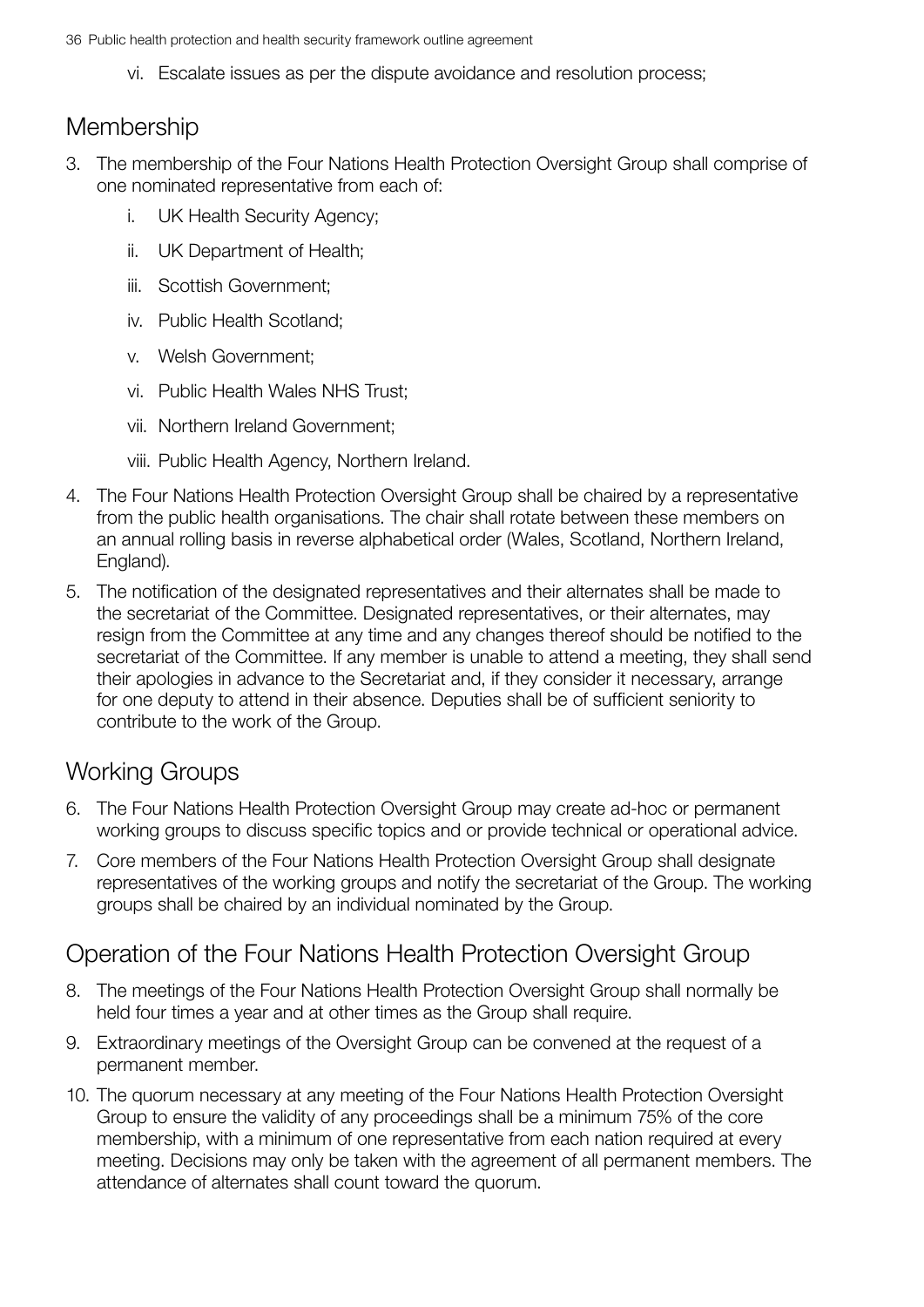vi. Escalate issues as per the dispute avoidance and resolution process;

## Membership

3. The membership of the Four Nations Health Protection Oversight Group shall comprise of one nominated representative from each of:

    i. UK Health Security Agency;

    ii. UK Department of Health;

    iii. Scottish Government;

    iv. Public Health Scotland;

    v. Welsh Government;

    vi. Public Health Wales NHS Trust;

    vii. Northern Ireland Government;

    viii. Public Health Agency, Northern Ireland.

4. The Four Nations Health Protection Oversight Group shall be chaired by a representative from the public health organisations. The chair shall rotate between these members on an annual rolling basis in reverse alphabetical order (Wales, Scotland, Northern Ireland, England).

5. The notification of the designated representatives and their alternates shall be made to the secretariat of the Committee. Designated representatives, or their alternates, may resign from the Committee at any time and any changes thereof should be notified to the secretariat of the Committee. If any member is unable to attend a meeting, they shall send their apologies in advance to the Secretariat and, if they consider it necessary, arrange for one deputy to attend in their absence. Deputies shall be of sufficient seniority to contribute to the work of the Group.

## Working Groups

6. The Four Nations Health Protection Oversight Group may create ad-hoc or permanent working groups to discuss specific topics and or provide technical or operational advice.

7. Core members of the Four Nations Health Protection Oversight Group shall designate representatives of the working groups and notify the secretariat of the Group. The working groups shall be chaired by an individual nominated by the Group.

## Operation of the Four Nations Health Protection Oversight Group

8. The meetings of the Four Nations Health Protection Oversight Group shall normally be held four times a year and at other times as the Group shall require.

9. Extraordinary meetings of the Oversight Group can be convened at the request of a permanent member.

10. The quorum necessary at any meeting of the Four Nations Health Protection Oversight Group to ensure the validity of any proceedings shall be a minimum 75% of the core membership, with a minimum of one representative from each nation required at every meeting. Decisions may only be taken with the agreement of all permanent members. The attendance of alternates shall count toward the quorum.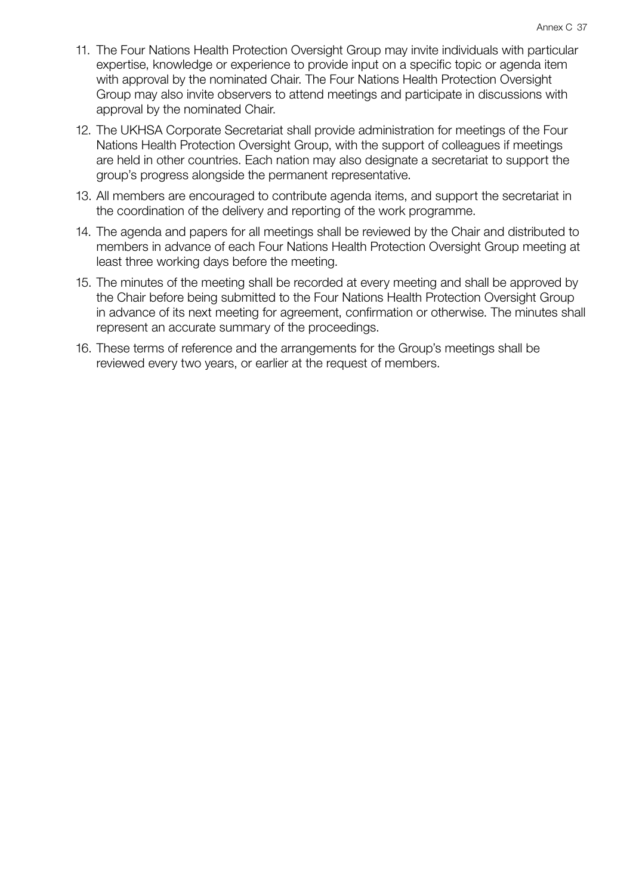11. The Four Nations Health Protection Oversight Group may invite individuals with particular expertise, knowledge or experience to provide input on a specific topic or agenda item with approval by the nominated Chair. The Four Nations Health Protection Oversight Group may also invite observers to attend meetings and participate in discussions with approval by the nominated Chair.
12. The UKHSA Corporate Secretariat shall provide administration for meetings of the Four Nations Health Protection Oversight Group, with the support of colleagues if meetings are held in other countries. Each nation may also designate a secretariat to support the group's progress alongside the permanent representative.
13. All members are encouraged to contribute agenda items, and support the secretariat in the coordination of the delivery and reporting of the work programme.
14. The agenda and papers for all meetings shall be reviewed by the Chair and distributed to members in advance of each Four Nations Health Protection Oversight Group meeting at least three working days before the meeting.
15. The minutes of the meeting shall be recorded at every meeting and shall be approved by the Chair before being submitted to the Four Nations Health Protection Oversight Group in advance of its next meeting for agreement, confirmation or otherwise. The minutes shall represent an accurate summary of the proceedings.
16. These terms of reference and the arrangements for the Group's meetings shall be reviewed every two years, or earlier at the request of members.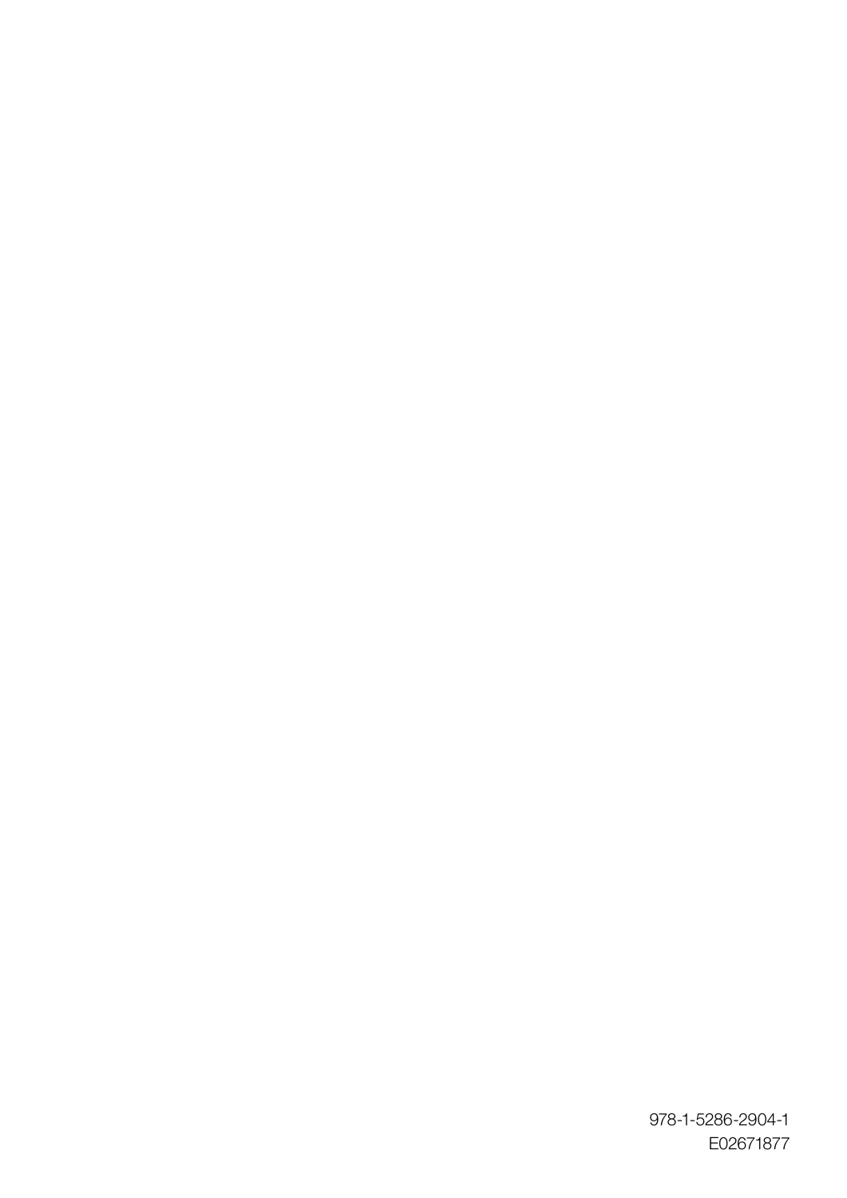978-1-5286-2904-1
E02671877